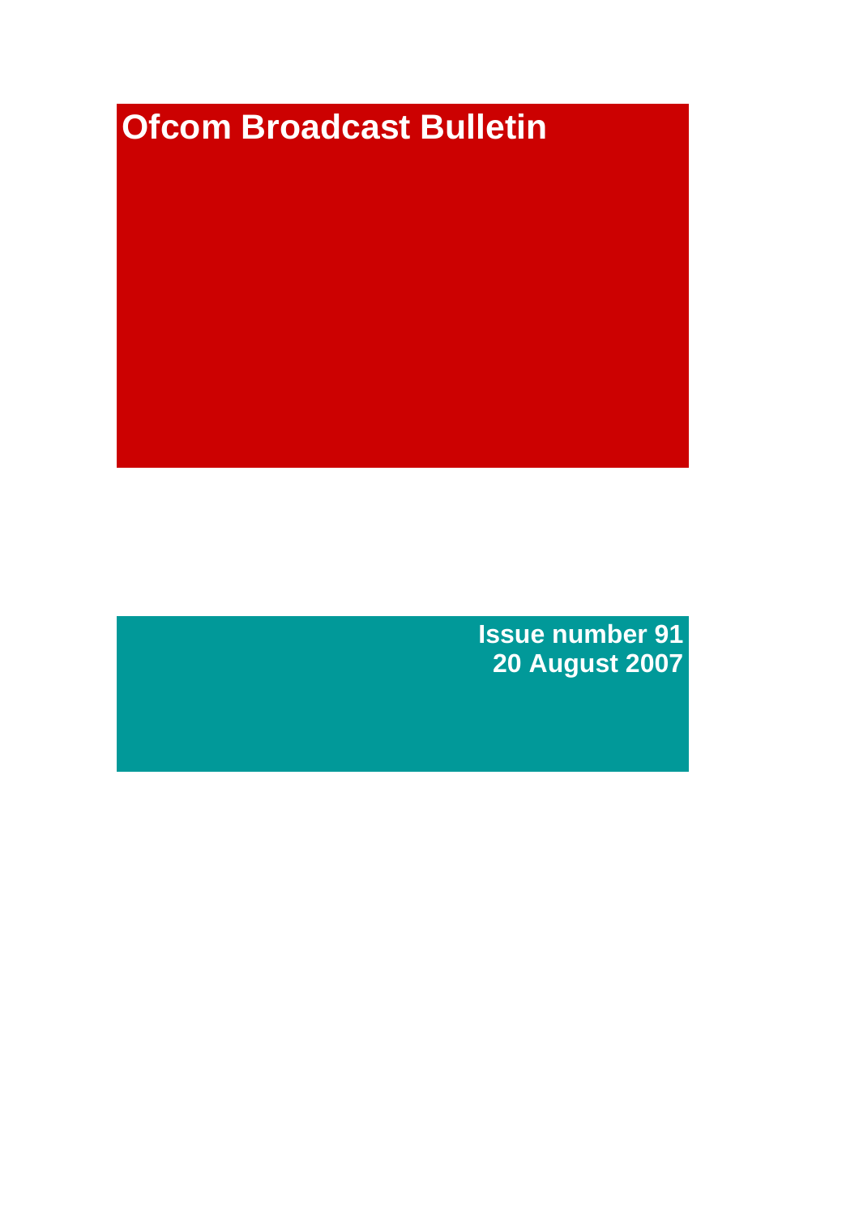# Ofcom Broadcast Bulletin

**Issue number 91**
**20 August 2007**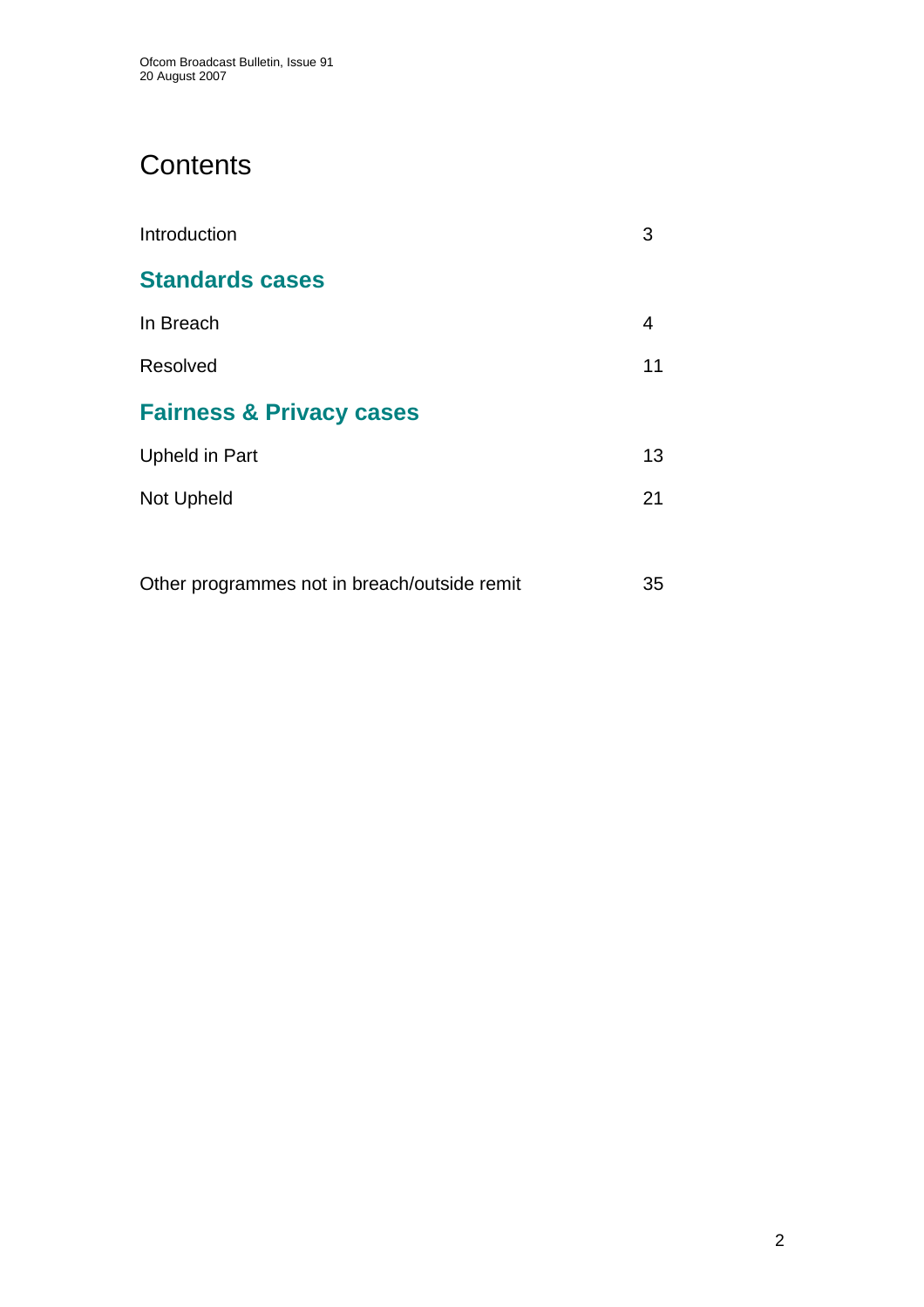# Contents

Introduction 3

## Standards cases

In Breach 4

Resolved 11

## Fairness & Privacy cases

Upheld in Part 13

Not Upheld 21

Other programmes not in breach/outside remit 35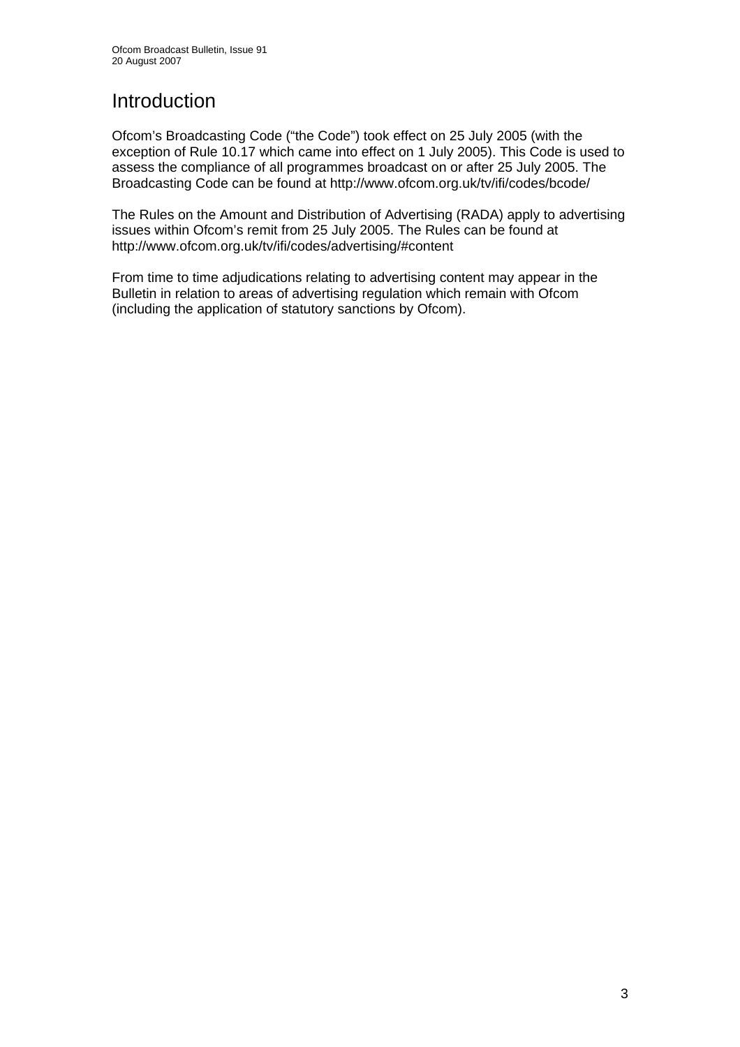# Introduction

Ofcom's Broadcasting Code ("the Code") took effect on 25 July 2005 (with the exception of Rule 10.17 which came into effect on 1 July 2005). This Code is used to assess the compliance of all programmes broadcast on or after 25 July 2005. The Broadcasting Code can be found at http://www.ofcom.org.uk/tv/ifi/codes/bcode/

The Rules on the Amount and Distribution of Advertising (RADA) apply to advertising issues within Ofcom's remit from 25 July 2005. The Rules can be found at http://www.ofcom.org.uk/tv/ifi/codes/advertising/#content

From time to time adjudications relating to advertising content may appear in the Bulletin in relation to areas of advertising regulation which remain with Ofcom (including the application of statutory sanctions by Ofcom).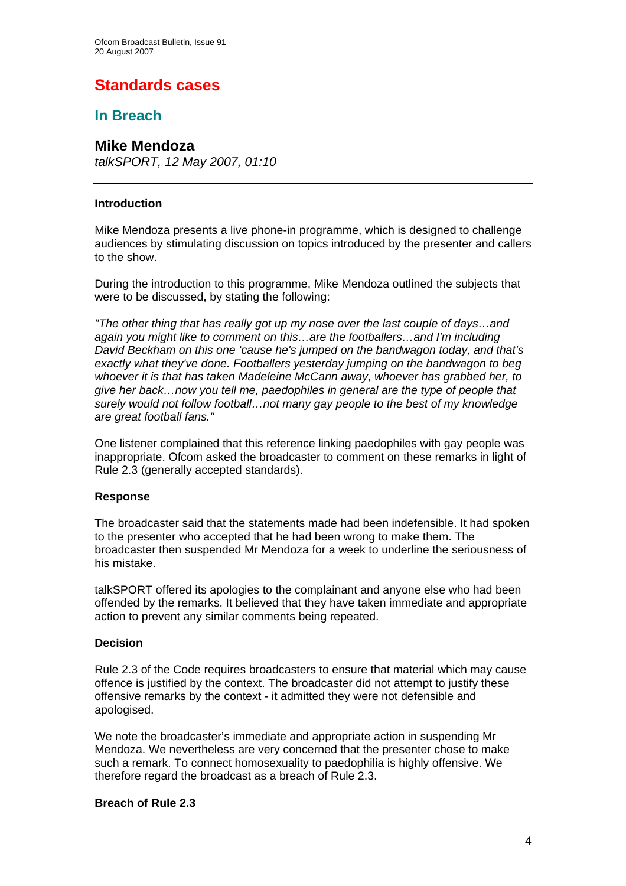# Standards cases

## In Breach

### Mike Mendoza

*talkSPORT, 12 May 2007, 01:10*

---

**Introduction**

Mike Mendoza presents a live phone-in programme, which is designed to challenge audiences by stimulating discussion on topics introduced by the presenter and callers to the show.

During the introduction to this programme, Mike Mendoza outlined the subjects that were to be discussed, by stating the following:

*"The other thing that has really got up my nose over the last couple of days…and again you might like to comment on this…are the footballers…and I'm including David Beckham on this one 'cause he's jumped on the bandwagon today, and that's exactly what they've done. Footballers yesterday jumping on the bandwagon to beg whoever it is that has taken Madeleine McCann away, whoever has grabbed her, to give her back…now you tell me, paedophiles in general are the type of people that surely would not follow football…not many gay people to the best of my knowledge are great football fans."*

One listener complained that this reference linking paedophiles with gay people was inappropriate. Ofcom asked the broadcaster to comment on these remarks in light of Rule 2.3 (generally accepted standards).

**Response**

The broadcaster said that the statements made had been indefensible. It had spoken to the presenter who accepted that he had been wrong to make them. The broadcaster then suspended Mr Mendoza for a week to underline the seriousness of his mistake.

talkSPORT offered its apologies to the complainant and anyone else who had been offended by the remarks. It believed that they have taken immediate and appropriate action to prevent any similar comments being repeated.

**Decision**

Rule 2.3 of the Code requires broadcasters to ensure that material which may cause offence is justified by the context. The broadcaster did not attempt to justify these offensive remarks by the context - it admitted they were not defensible and apologised.

We note the broadcaster's immediate and appropriate action in suspending Mr Mendoza. We nevertheless are very concerned that the presenter chose to make such a remark. To connect homosexuality to paedophilia is highly offensive. We therefore regard the broadcast as a breach of Rule 2.3.

**Breach of Rule 2.3**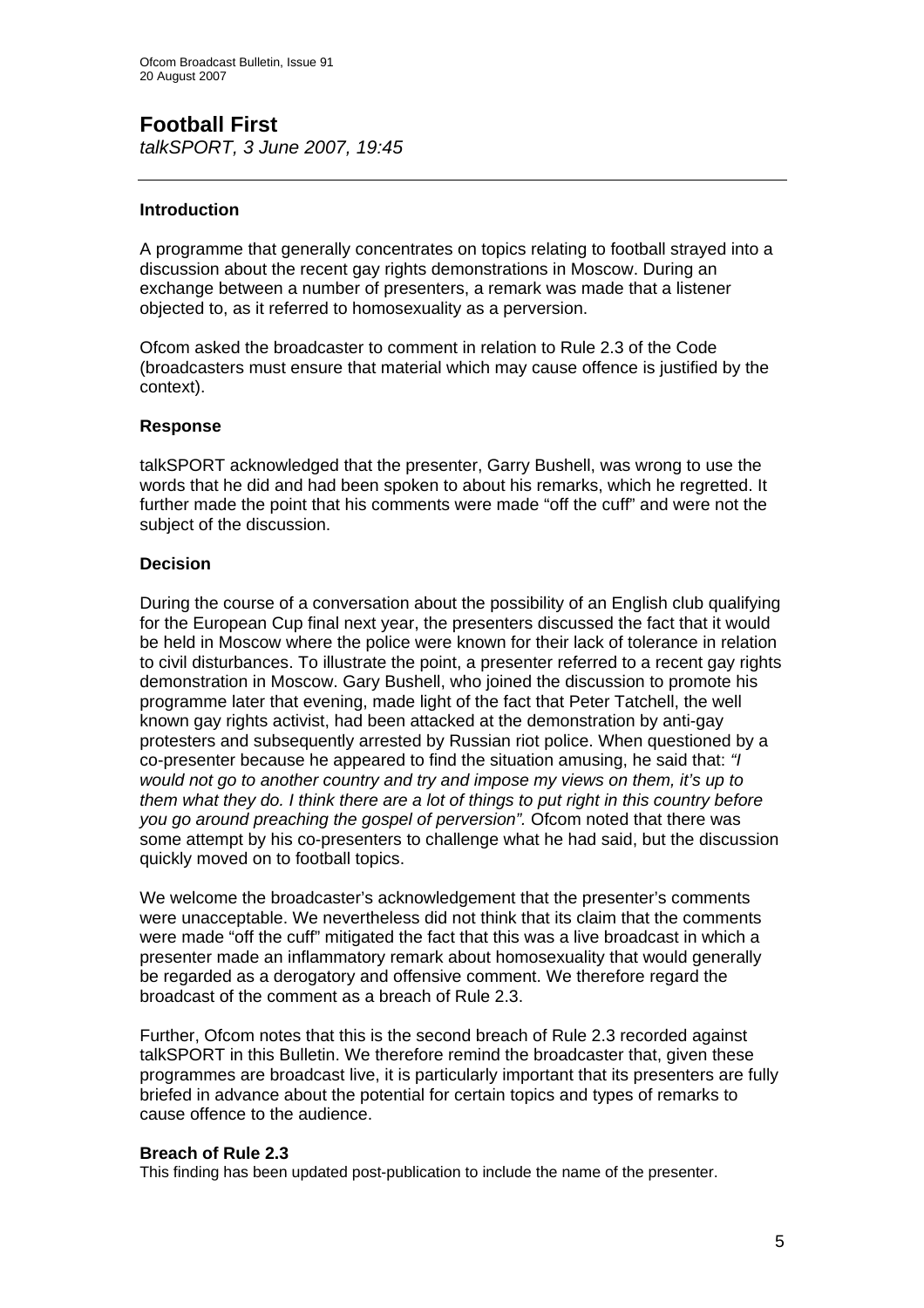## Football First

*talkSPORT, 3 June 2007, 19:45*

---

### Introduction

A programme that generally concentrates on topics relating to football strayed into a discussion about the recent gay rights demonstrations in Moscow. During an exchange between a number of presenters, a remark was made that a listener objected to, as it referred to homosexuality as a perversion.

Ofcom asked the broadcaster to comment in relation to Rule 2.3 of the Code (broadcasters must ensure that material which may cause offence is justified by the context).

### Response

talkSPORT acknowledged that the presenter, Garry Bushell, was wrong to use the words that he did and had been spoken to about his remarks, which he regretted. It further made the point that his comments were made "off the cuff" and were not the subject of the discussion.

### Decision

During the course of a conversation about the possibility of an English club qualifying for the European Cup final next year, the presenters discussed the fact that it would be held in Moscow where the police were known for their lack of tolerance in relation to civil disturbances. To illustrate the point, a presenter referred to a recent gay rights demonstration in Moscow. Gary Bushell, who joined the discussion to promote his programme later that evening, made light of the fact that Peter Tatchell, the well known gay rights activist, had been attacked at the demonstration by anti-gay protesters and subsequently arrested by Russian riot police. When questioned by a co-presenter because he appeared to find the situation amusing, he said that: *"I would not go to another country and try and impose my views on them, it's up to them what they do. I think there are a lot of things to put right in this country before you go around preaching the gospel of perversion".* Ofcom noted that there was some attempt by his co-presenters to challenge what he had said, but the discussion quickly moved on to football topics.

We welcome the broadcaster's acknowledgement that the presenter's comments were unacceptable. We nevertheless did not think that its claim that the comments were made "off the cuff" mitigated the fact that this was a live broadcast in which a presenter made an inflammatory remark about homosexuality that would generally be regarded as a derogatory and offensive comment. We therefore regard the broadcast of the comment as a breach of Rule 2.3.

Further, Ofcom notes that this is the second breach of Rule 2.3 recorded against talkSPORT in this Bulletin. We therefore remind the broadcaster that, given these programmes are broadcast live, it is particularly important that its presenters are fully briefed in advance about the potential for certain topics and types of remarks to cause offence to the audience.

**Breach of Rule 2.3**

This finding has been updated post-publication to include the name of the presenter.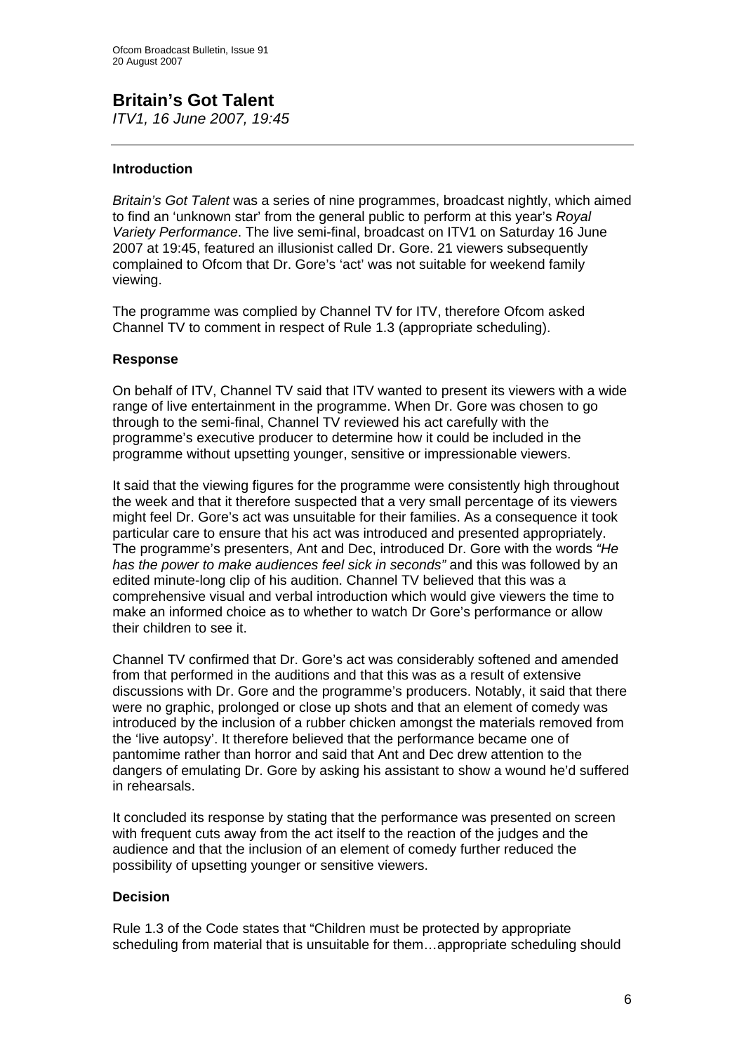## Britain's Got Talent

*ITV1, 16 June 2007, 19:45*

---

### Introduction

*Britain's Got Talent* was a series of nine programmes, broadcast nightly, which aimed to find an 'unknown star' from the general public to perform at this year's *Royal Variety Performance*. The live semi-final, broadcast on ITV1 on Saturday 16 June 2007 at 19:45, featured an illusionist called Dr. Gore. 21 viewers subsequently complained to Ofcom that Dr. Gore's 'act' was not suitable for weekend family viewing.

The programme was complied by Channel TV for ITV, therefore Ofcom asked Channel TV to comment in respect of Rule 1.3 (appropriate scheduling).

### Response

On behalf of ITV, Channel TV said that ITV wanted to present its viewers with a wide range of live entertainment in the programme. When Dr. Gore was chosen to go through to the semi-final, Channel TV reviewed his act carefully with the programme's executive producer to determine how it could be included in the programme without upsetting younger, sensitive or impressionable viewers.

It said that the viewing figures for the programme were consistently high throughout the week and that it therefore suspected that a very small percentage of its viewers might feel Dr. Gore's act was unsuitable for their families. As a consequence it took particular care to ensure that his act was introduced and presented appropriately. The programme's presenters, Ant and Dec, introduced Dr. Gore with the words *"He has the power to make audiences feel sick in seconds"* and this was followed by an edited minute-long clip of his audition. Channel TV believed that this was a comprehensive visual and verbal introduction which would give viewers the time to make an informed choice as to whether to watch Dr Gore's performance or allow their children to see it.

Channel TV confirmed that Dr. Gore's act was considerably softened and amended from that performed in the auditions and that this was as a result of extensive discussions with Dr. Gore and the programme's producers. Notably, it said that there were no graphic, prolonged or close up shots and that an element of comedy was introduced by the inclusion of a rubber chicken amongst the materials removed from the 'live autopsy'. It therefore believed that the performance became one of pantomime rather than horror and said that Ant and Dec drew attention to the dangers of emulating Dr. Gore by asking his assistant to show a wound he'd suffered in rehearsals.

It concluded its response by stating that the performance was presented on screen with frequent cuts away from the act itself to the reaction of the judges and the audience and that the inclusion of an element of comedy further reduced the possibility of upsetting younger or sensitive viewers.

### Decision

Rule 1.3 of the Code states that "Children must be protected by appropriate scheduling from material that is unsuitable for them…appropriate scheduling should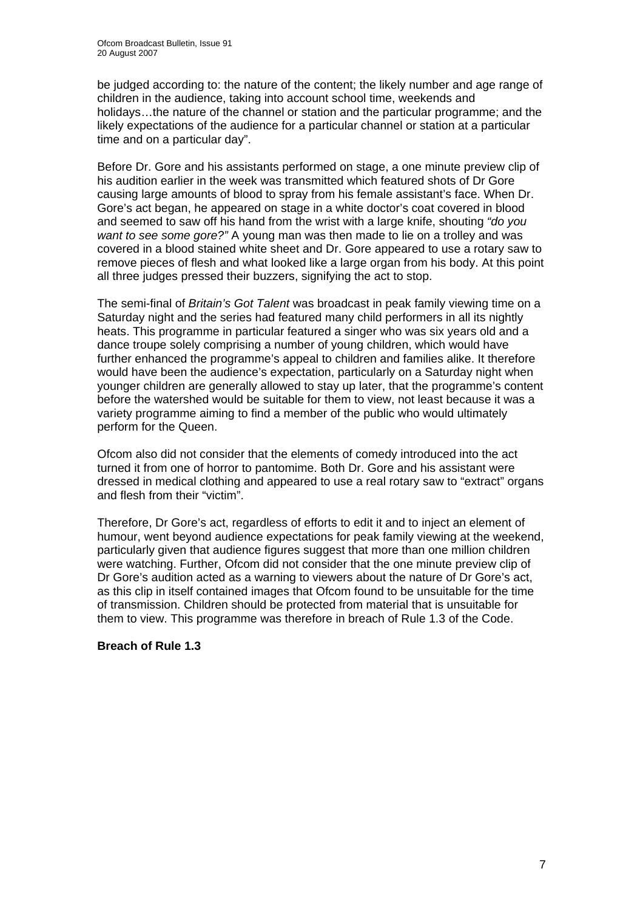be judged according to: the nature of the content; the likely number and age range of children in the audience, taking into account school time, weekends and holidays…the nature of the channel or station and the particular programme; and the likely expectations of the audience for a particular channel or station at a particular time and on a particular day".

Before Dr. Gore and his assistants performed on stage, a one minute preview clip of his audition earlier in the week was transmitted which featured shots of Dr Gore causing large amounts of blood to spray from his female assistant's face. When Dr. Gore's act began, he appeared on stage in a white doctor's coat covered in blood and seemed to saw off his hand from the wrist with a large knife, shouting *"do you want to see some gore?"* A young man was then made to lie on a trolley and was covered in a blood stained white sheet and Dr. Gore appeared to use a rotary saw to remove pieces of flesh and what looked like a large organ from his body. At this point all three judges pressed their buzzers, signifying the act to stop.

The semi-final of *Britain's Got Talent* was broadcast in peak family viewing time on a Saturday night and the series had featured many child performers in all its nightly heats. This programme in particular featured a singer who was six years old and a dance troupe solely comprising a number of young children, which would have further enhanced the programme's appeal to children and families alike. It therefore would have been the audience's expectation, particularly on a Saturday night when younger children are generally allowed to stay up later, that the programme's content before the watershed would be suitable for them to view, not least because it was a variety programme aiming to find a member of the public who would ultimately perform for the Queen.

Ofcom also did not consider that the elements of comedy introduced into the act turned it from one of horror to pantomime. Both Dr. Gore and his assistant were dressed in medical clothing and appeared to use a real rotary saw to "extract" organs and flesh from their "victim".

Therefore, Dr Gore's act, regardless of efforts to edit it and to inject an element of humour, went beyond audience expectations for peak family viewing at the weekend, particularly given that audience figures suggest that more than one million children were watching. Further, Ofcom did not consider that the one minute preview clip of Dr Gore's audition acted as a warning to viewers about the nature of Dr Gore's act, as this clip in itself contained images that Ofcom found to be unsuitable for the time of transmission. Children should be protected from material that is unsuitable for them to view. This programme was therefore in breach of Rule 1.3 of the Code.

**Breach of Rule 1.3**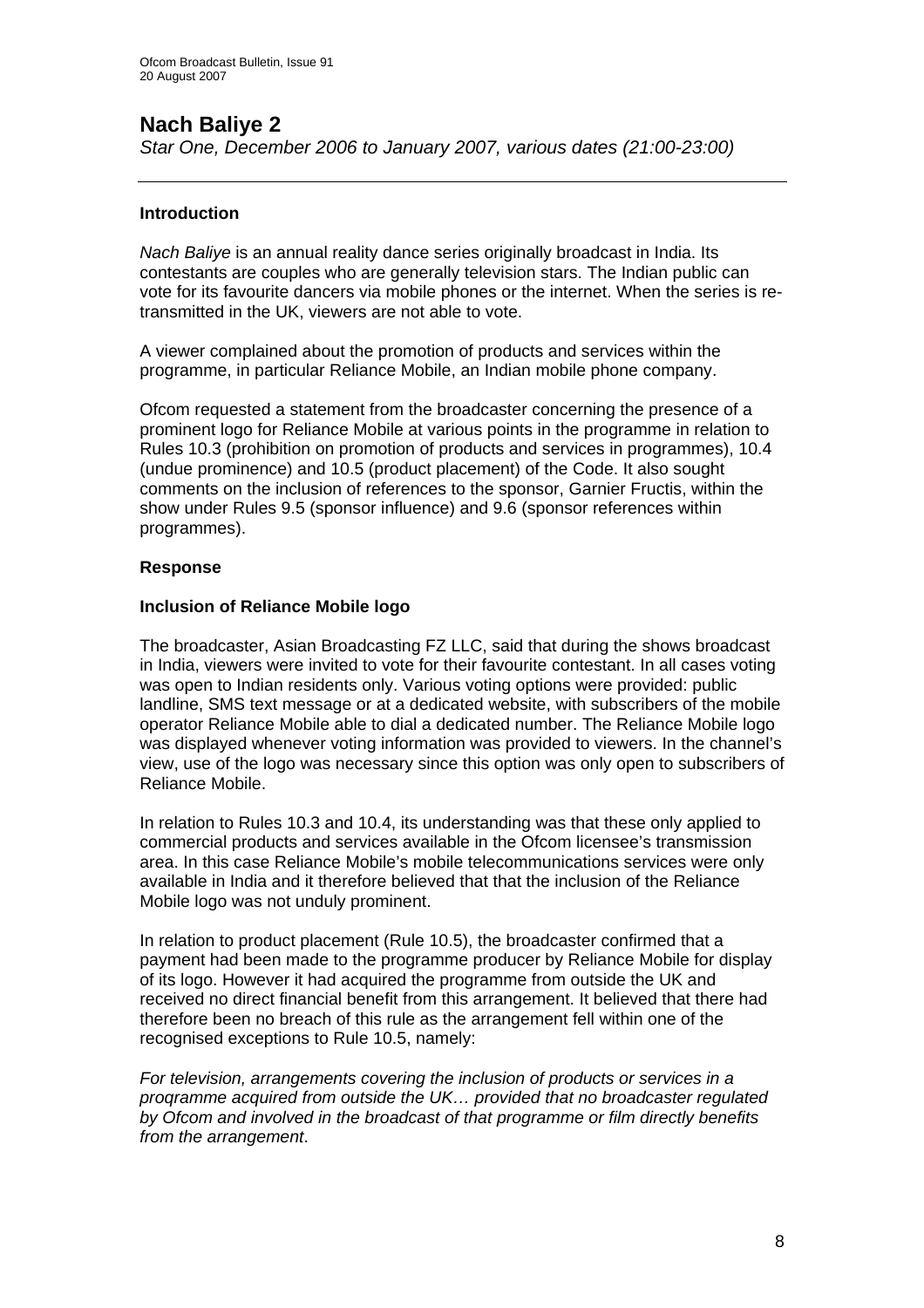# Nach Baliye 2

*Star One, December 2006 to January 2007, various dates (21:00-23:00)*

---

### Introduction

*Nach Baliye* is an annual reality dance series originally broadcast in India. Its contestants are couples who are generally television stars. The Indian public can vote for its favourite dancers via mobile phones or the internet. When the series is re-transmitted in the UK, viewers are not able to vote.

A viewer complained about the promotion of products and services within the programme, in particular Reliance Mobile, an Indian mobile phone company.

Ofcom requested a statement from the broadcaster concerning the presence of a prominent logo for Reliance Mobile at various points in the programme in relation to Rules 10.3 (prohibition on promotion of products and services in programmes), 10.4 (undue prominence) and 10.5 (product placement) of the Code. It also sought comments on the inclusion of references to the sponsor, Garnier Fructis, within the show under Rules 9.5 (sponsor influence) and 9.6 (sponsor references within programmes).

### Response

#### Inclusion of Reliance Mobile logo

The broadcaster, Asian Broadcasting FZ LLC, said that during the shows broadcast in India, viewers were invited to vote for their favourite contestant. In all cases voting was open to Indian residents only. Various voting options were provided: public landline, SMS text message or at a dedicated website, with subscribers of the mobile operator Reliance Mobile able to dial a dedicated number. The Reliance Mobile logo was displayed whenever voting information was provided to viewers. In the channel's view, use of the logo was necessary since this option was only open to subscribers of Reliance Mobile.

In relation to Rules 10.3 and 10.4, its understanding was that these only applied to commercial products and services available in the Ofcom licensee's transmission area. In this case Reliance Mobile's mobile telecommunications services were only available in India and it therefore believed that that the inclusion of the Reliance Mobile logo was not unduly prominent.

In relation to product placement (Rule 10.5), the broadcaster confirmed that a payment had been made to the programme producer by Reliance Mobile for display of its logo. However it had acquired the programme from outside the UK and received no direct financial benefit from this arrangement. It believed that there had therefore been no breach of this rule as the arrangement fell within one of the recognised exceptions to Rule 10.5, namely:

*For television, arrangements covering the inclusion of products or services in a programme acquired from outside the UK… provided that no broadcaster regulated by Ofcom and involved in the broadcast of that programme or film directly benefits from the arrangement*.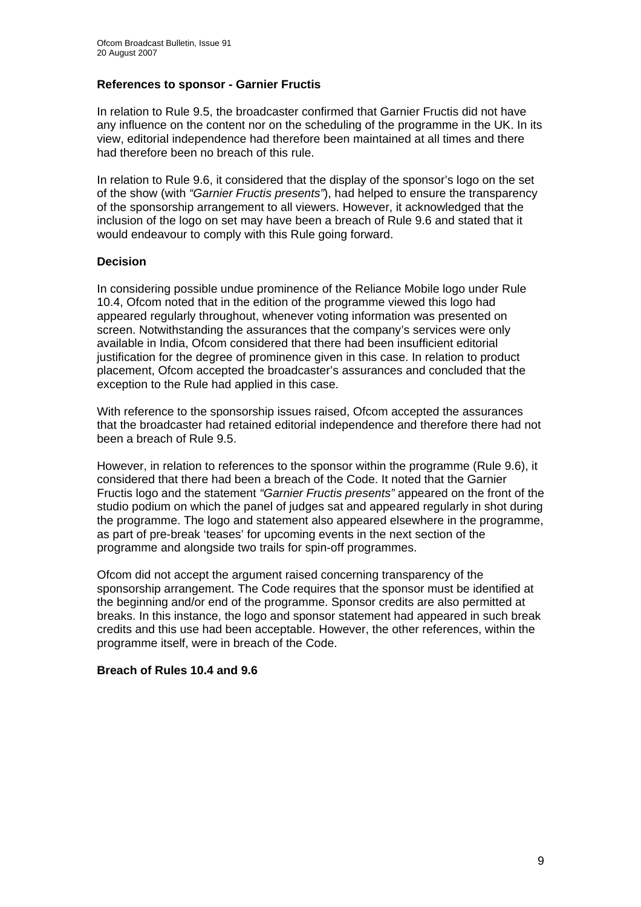**References to sponsor - Garnier Fructis**

In relation to Rule 9.5, the broadcaster confirmed that Garnier Fructis did not have any influence on the content nor on the scheduling of the programme in the UK. In its view, editorial independence had therefore been maintained at all times and there had therefore been no breach of this rule.

In relation to Rule 9.6, it considered that the display of the sponsor's logo on the set of the show (with *"Garnier Fructis presents"*), had helped to ensure the transparency of the sponsorship arrangement to all viewers. However, it acknowledged that the inclusion of the logo on set may have been a breach of Rule 9.6 and stated that it would endeavour to comply with this Rule going forward.

**Decision**

In considering possible undue prominence of the Reliance Mobile logo under Rule 10.4, Ofcom noted that in the edition of the programme viewed this logo had appeared regularly throughout, whenever voting information was presented on screen. Notwithstanding the assurances that the company's services were only available in India, Ofcom considered that there had been insufficient editorial justification for the degree of prominence given in this case. In relation to product placement, Ofcom accepted the broadcaster's assurances and concluded that the exception to the Rule had applied in this case.

With reference to the sponsorship issues raised, Ofcom accepted the assurances that the broadcaster had retained editorial independence and therefore there had not been a breach of Rule 9.5.

However, in relation to references to the sponsor within the programme (Rule 9.6), it considered that there had been a breach of the Code. It noted that the Garnier Fructis logo and the statement *"Garnier Fructis presents"* appeared on the front of the studio podium on which the panel of judges sat and appeared regularly in shot during the programme. The logo and statement also appeared elsewhere in the programme, as part of pre-break 'teases' for upcoming events in the next section of the programme and alongside two trails for spin-off programmes.

Ofcom did not accept the argument raised concerning transparency of the sponsorship arrangement. The Code requires that the sponsor must be identified at the beginning and/or end of the programme. Sponsor credits are also permitted at breaks. In this instance, the logo and sponsor statement had appeared in such break credits and this use had been acceptable. However, the other references, within the programme itself, were in breach of the Code.

**Breach of Rules 10.4 and 9.6**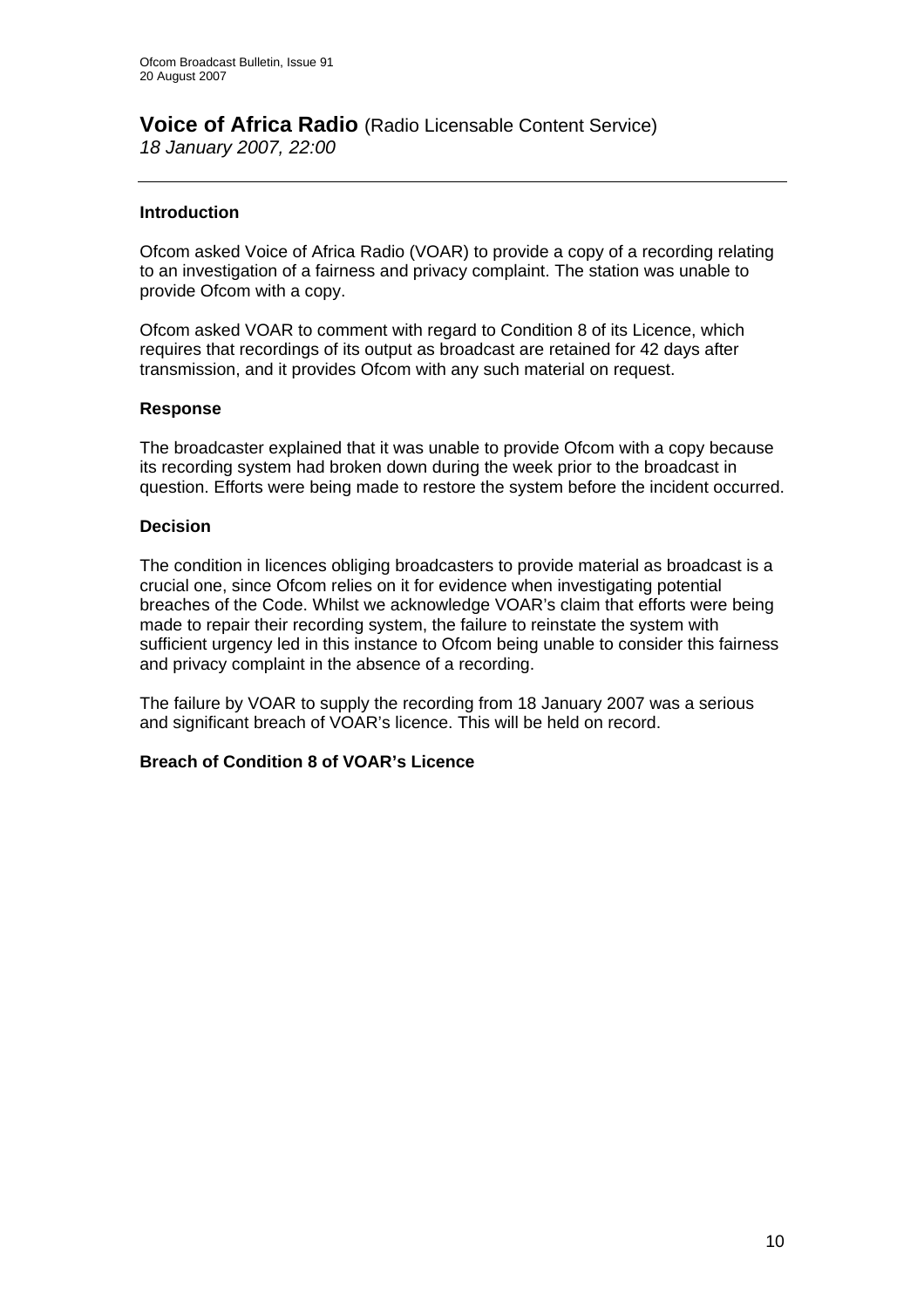## **Voice of Africa Radio** (Radio Licensable Content Service)

*18 January 2007, 22:00*

---

### Introduction

Ofcom asked Voice of Africa Radio (VOAR) to provide a copy of a recording relating to an investigation of a fairness and privacy complaint. The station was unable to provide Ofcom with a copy.

Ofcom asked VOAR to comment with regard to Condition 8 of its Licence, which requires that recordings of its output as broadcast are retained for 42 days after transmission, and it provides Ofcom with any such material on request.

### Response

The broadcaster explained that it was unable to provide Ofcom with a copy because its recording system had broken down during the week prior to the broadcast in question. Efforts were being made to restore the system before the incident occurred.

### Decision

The condition in licences obliging broadcasters to provide material as broadcast is a crucial one, since Ofcom relies on it for evidence when investigating potential breaches of the Code. Whilst we acknowledge VOAR's claim that efforts were being made to repair their recording system, the failure to reinstate the system with sufficient urgency led in this instance to Ofcom being unable to consider this fairness and privacy complaint in the absence of a recording.

The failure by VOAR to supply the recording from 18 January 2007 was a serious and significant breach of VOAR's licence. This will be held on record.

**Breach of Condition 8 of VOAR's Licence**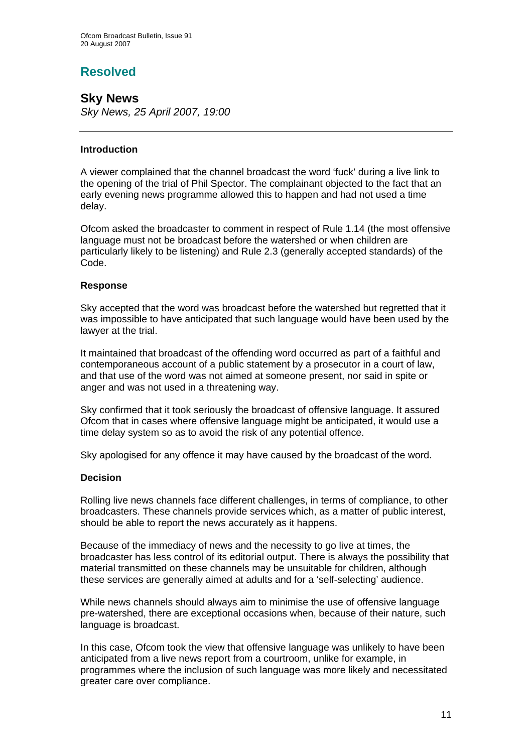## Resolved

### Sky News

*Sky News, 25 April 2007, 19:00*

---

#### Introduction

A viewer complained that the channel broadcast the word 'fuck' during a live link to the opening of the trial of Phil Spector. The complainant objected to the fact that an early evening news programme allowed this to happen and had not used a time delay.

Ofcom asked the broadcaster to comment in respect of Rule 1.14 (the most offensive language must not be broadcast before the watershed or when children are particularly likely to be listening) and Rule 2.3 (generally accepted standards) of the Code.

#### Response

Sky accepted that the word was broadcast before the watershed but regretted that it was impossible to have anticipated that such language would have been used by the lawyer at the trial.

It maintained that broadcast of the offending word occurred as part of a faithful and contemporaneous account of a public statement by a prosecutor in a court of law, and that use of the word was not aimed at someone present, nor said in spite or anger and was not used in a threatening way.

Sky confirmed that it took seriously the broadcast of offensive language. It assured Ofcom that in cases where offensive language might be anticipated, it would use a time delay system so as to avoid the risk of any potential offence.

Sky apologised for any offence it may have caused by the broadcast of the word.

#### Decision

Rolling live news channels face different challenges, in terms of compliance, to other broadcasters. These channels provide services which, as a matter of public interest, should be able to report the news accurately as it happens.

Because of the immediacy of news and the necessity to go live at times, the broadcaster has less control of its editorial output. There is always the possibility that material transmitted on these channels may be unsuitable for children, although these services are generally aimed at adults and for a 'self-selecting' audience.

While news channels should always aim to minimise the use of offensive language pre-watershed, there are exceptional occasions when, because of their nature, such language is broadcast.

In this case, Ofcom took the view that offensive language was unlikely to have been anticipated from a live news report from a courtroom, unlike for example, in programmes where the inclusion of such language was more likely and necessitated greater care over compliance.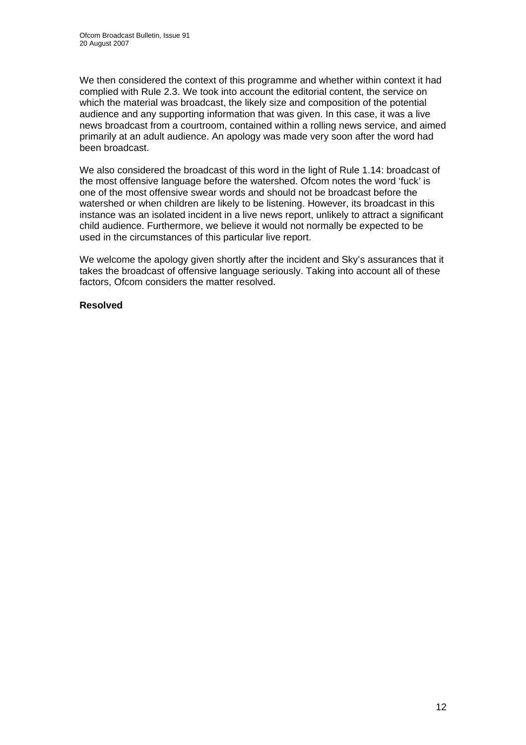We then considered the context of this programme and whether within context it had complied with Rule 2.3. We took into account the editorial content, the service on which the material was broadcast, the likely size and composition of the potential audience and any supporting information that was given. In this case, it was a live news broadcast from a courtroom, contained within a rolling news service, and aimed primarily at an adult audience. An apology was made very soon after the word had been broadcast.

We also considered the broadcast of this word in the light of Rule 1.14: broadcast of the most offensive language before the watershed. Ofcom notes the word 'fuck' is one of the most offensive swear words and should not be broadcast before the watershed or when children are likely to be listening. However, its broadcast in this instance was an isolated incident in a live news report, unlikely to attract a significant child audience. Furthermore, we believe it would not normally be expected to be used in the circumstances of this particular live report.

We welcome the apology given shortly after the incident and Sky's assurances that it takes the broadcast of offensive language seriously. Taking into account all of these factors, Ofcom considers the matter resolved.

**Resolved**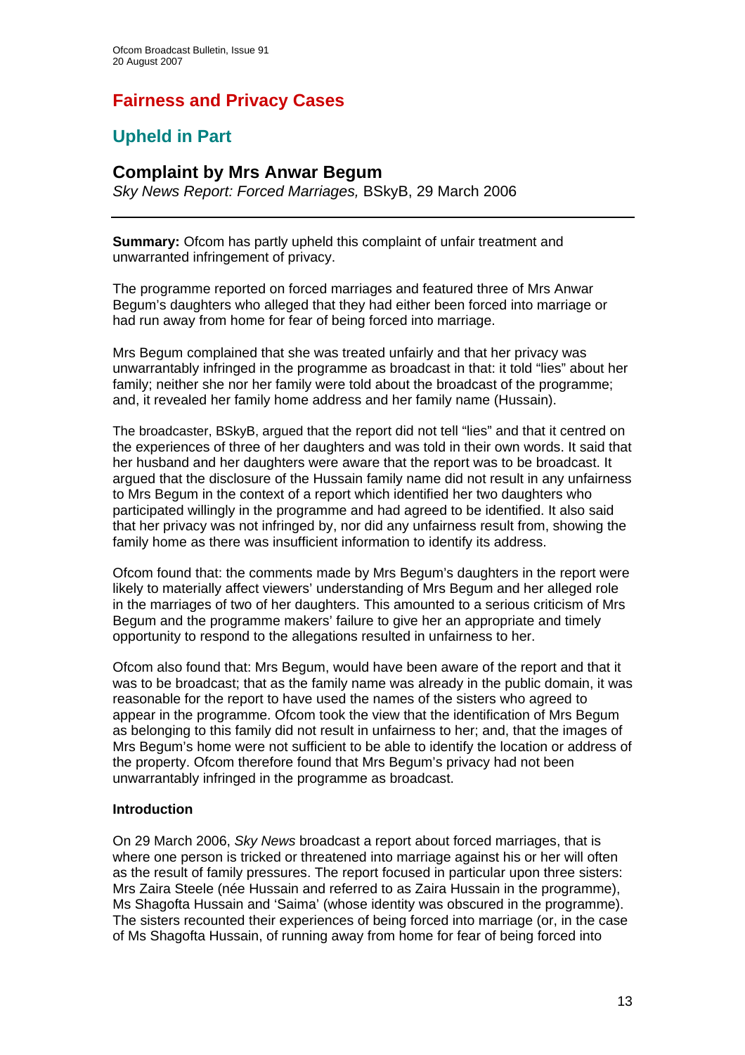# Fairness and Privacy Cases

## Upheld in Part

### Complaint by Mrs Anwar Begum

*Sky News Report: Forced Marriages,* BSkyB, 29 March 2006

---

**Summary:** Ofcom has partly upheld this complaint of unfair treatment and unwarranted infringement of privacy.

The programme reported on forced marriages and featured three of Mrs Anwar Begum's daughters who alleged that they had either been forced into marriage or had run away from home for fear of being forced into marriage.

Mrs Begum complained that she was treated unfairly and that her privacy was unwarrantably infringed in the programme as broadcast in that: it told "lies" about her family; neither she nor her family were told about the broadcast of the programme; and, it revealed her family home address and her family name (Hussain).

The broadcaster, BSkyB, argued that the report did not tell "lies" and that it centred on the experiences of three of her daughters and was told in their own words. It said that her husband and her daughters were aware that the report was to be broadcast. It argued that the disclosure of the Hussain family name did not result in any unfairness to Mrs Begum in the context of a report which identified her two daughters who participated willingly in the programme and had agreed to be identified. It also said that her privacy was not infringed by, nor did any unfairness result from, showing the family home as there was insufficient information to identify its address.

Ofcom found that: the comments made by Mrs Begum's daughters in the report were likely to materially affect viewers' understanding of Mrs Begum and her alleged role in the marriages of two of her daughters. This amounted to a serious criticism of Mrs Begum and the programme makers' failure to give her an appropriate and timely opportunity to respond to the allegations resulted in unfairness to her.

Ofcom also found that: Mrs Begum, would have been aware of the report and that it was to be broadcast; that as the family name was already in the public domain, it was reasonable for the report to have used the names of the sisters who agreed to appear in the programme. Ofcom took the view that the identification of Mrs Begum as belonging to this family did not result in unfairness to her; and, that the images of Mrs Begum's home were not sufficient to be able to identify the location or address of the property. Ofcom therefore found that Mrs Begum's privacy had not been unwarrantably infringed in the programme as broadcast.

**Introduction**

On 29 March 2006, *Sky News* broadcast a report about forced marriages, that is where one person is tricked or threatened into marriage against his or her will often as the result of family pressures. The report focused in particular upon three sisters: Mrs Zaira Steele (née Hussain and referred to as Zaira Hussain in the programme), Ms Shagofta Hussain and 'Saima' (whose identity was obscured in the programme). The sisters recounted their experiences of being forced into marriage (or, in the case of Ms Shagofta Hussain, of running away from home for fear of being forced into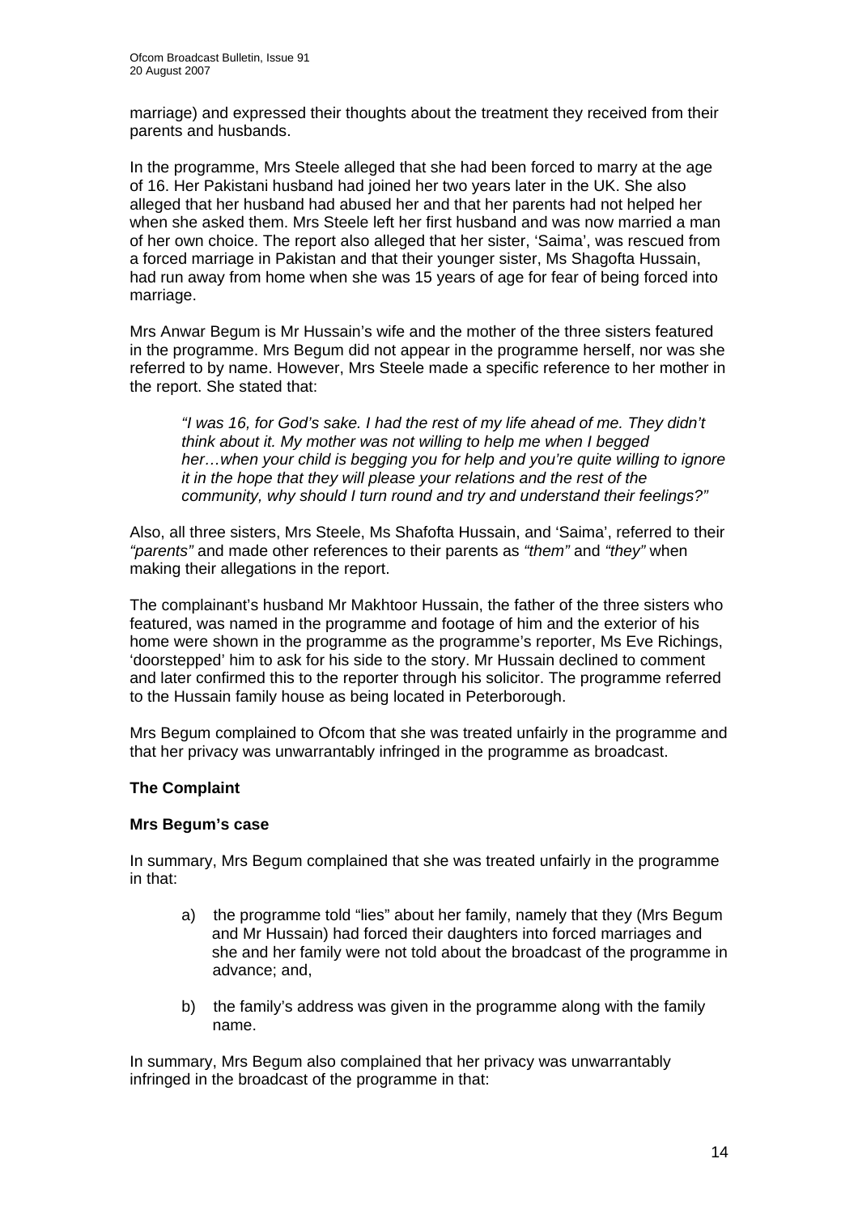marriage) and expressed their thoughts about the treatment they received from their parents and husbands.

In the programme, Mrs Steele alleged that she had been forced to marry at the age of 16. Her Pakistani husband had joined her two years later in the UK. She also alleged that her husband had abused her and that her parents had not helped her when she asked them. Mrs Steele left her first husband and was now married a man of her own choice. The report also alleged that her sister, 'Saima', was rescued from a forced marriage in Pakistan and that their younger sister, Ms Shagofta Hussain, had run away from home when she was 15 years of age for fear of being forced into marriage.

Mrs Anwar Begum is Mr Hussain's wife and the mother of the three sisters featured in the programme. Mrs Begum did not appear in the programme herself, nor was she referred to by name. However, Mrs Steele made a specific reference to her mother in the report. She stated that:

> *"I was 16, for God's sake. I had the rest of my life ahead of me. They didn't think about it. My mother was not willing to help me when I begged her…when your child is begging you for help and you're quite willing to ignore it in the hope that they will please your relations and the rest of the community, why should I turn round and try and understand their feelings?"*

Also, all three sisters, Mrs Steele, Ms Shafofta Hussain, and 'Saima', referred to their *"parents"* and made other references to their parents as *"them"* and *"they"* when making their allegations in the report.

The complainant's husband Mr Makhtoor Hussain, the father of the three sisters who featured, was named in the programme and footage of him and the exterior of his home were shown in the programme as the programme's reporter, Ms Eve Richings, 'doorstepped' him to ask for his side to the story. Mr Hussain declined to comment and later confirmed this to the reporter through his solicitor. The programme referred to the Hussain family house as being located in Peterborough.

Mrs Begum complained to Ofcom that she was treated unfairly in the programme and that her privacy was unwarrantably infringed in the programme as broadcast.

**The Complaint**

**Mrs Begum's case**

In summary, Mrs Begum complained that she was treated unfairly in the programme in that:

a) the programme told "lies" about her family, namely that they (Mrs Begum and Mr Hussain) had forced their daughters into forced marriages and she and her family were not told about the broadcast of the programme in advance; and,

b) the family's address was given in the programme along with the family name.

In summary, Mrs Begum also complained that her privacy was unwarrantably infringed in the broadcast of the programme in that: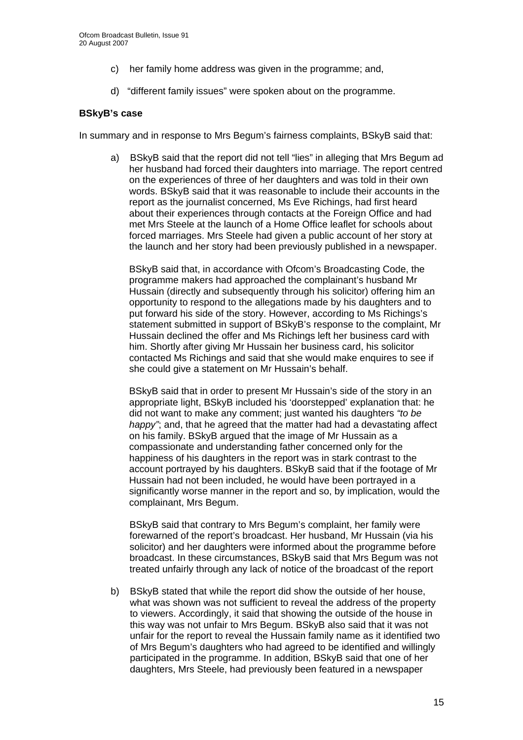c) her family home address was given in the programme; and,

d) "different family issues" were spoken about on the programme.

**BSkyB's case**

In summary and in response to Mrs Begum's fairness complaints, BSkyB said that:

a) BSkyB said that the report did not tell "lies" in alleging that Mrs Begum ad her husband had forced their daughters into marriage. The report centred on the experiences of three of her daughters and was told in their own words. BSkyB said that it was reasonable to include their accounts in the report as the journalist concerned, Ms Eve Richings, had first heard about their experiences through contacts at the Foreign Office and had met Mrs Steele at the launch of a Home Office leaflet for schools about forced marriages. Mrs Steele had given a public account of her story at the launch and her story had been previously published in a newspaper.

   BSkyB said that, in accordance with Ofcom's Broadcasting Code, the programme makers had approached the complainant's husband Mr Hussain (directly and subsequently through his solicitor) offering him an opportunity to respond to the allegations made by his daughters and to put forward his side of the story. However, according to Ms Richings's statement submitted in support of BSkyB's response to the complaint, Mr Hussain declined the offer and Ms Richings left her business card with him. Shortly after giving Mr Hussain her business card, his solicitor contacted Ms Richings and said that she would make enquires to see if she could give a statement on Mr Hussain's behalf.

   BSkyB said that in order to present Mr Hussain's side of the story in an appropriate light, BSkyB included his 'doorstepped' explanation that: he did not want to make any comment; just wanted his daughters *"to be happy"*; and, that he agreed that the matter had had a devastating affect on his family. BSkyB argued that the image of Mr Hussain as a compassionate and understanding father concerned only for the happiness of his daughters in the report was in stark contrast to the account portrayed by his daughters. BSkyB said that if the footage of Mr Hussain had not been included, he would have been portrayed in a significantly worse manner in the report and so, by implication, would the complainant, Mrs Begum.

   BSkyB said that contrary to Mrs Begum's complaint, her family were forewarned of the report's broadcast. Her husband, Mr Hussain (via his solicitor) and her daughters were informed about the programme before broadcast. In these circumstances, BSkyB said that Mrs Begum was not treated unfairly through any lack of notice of the broadcast of the report

b) BSkyB stated that while the report did show the outside of her house, what was shown was not sufficient to reveal the address of the property to viewers. Accordingly, it said that showing the outside of the house in this way was not unfair to Mrs Begum. BSkyB also said that it was not unfair for the report to reveal the Hussain family name as it identified two of Mrs Begum's daughters who had agreed to be identified and willingly participated in the programme. In addition, BSkyB said that one of her daughters, Mrs Steele, had previously been featured in a newspaper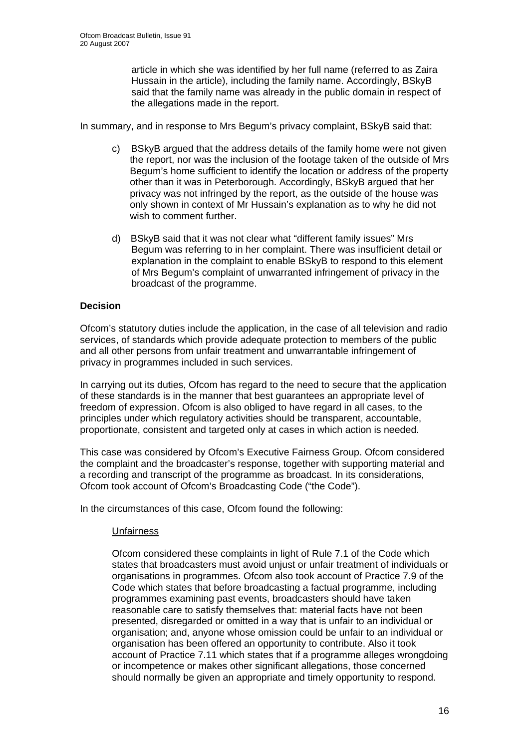article in which she was identified by her full name (referred to as Zaira Hussain in the article), including the family name. Accordingly, BSkyB said that the family name was already in the public domain in respect of the allegations made in the report.

In summary, and in response to Mrs Begum's privacy complaint, BSkyB said that:

c) BSkyB argued that the address details of the family home were not given the report, nor was the inclusion of the footage taken of the outside of Mrs Begum's home sufficient to identify the location or address of the property other than it was in Peterborough. Accordingly, BSkyB argued that her privacy was not infringed by the report, as the outside of the house was only shown in context of Mr Hussain's explanation as to why he did not wish to comment further.

d) BSkyB said that it was not clear what "different family issues" Mrs Begum was referring to in her complaint. There was insufficient detail or explanation in the complaint to enable BSkyB to respond to this element of Mrs Begum's complaint of unwarranted infringement of privacy in the broadcast of the programme.

**Decision**

Ofcom's statutory duties include the application, in the case of all television and radio services, of standards which provide adequate protection to members of the public and all other persons from unfair treatment and unwarrantable infringement of privacy in programmes included in such services.

In carrying out its duties, Ofcom has regard to the need to secure that the application of these standards is in the manner that best guarantees an appropriate level of freedom of expression. Ofcom is also obliged to have regard in all cases, to the principles under which regulatory activities should be transparent, accountable, proportionate, consistent and targeted only at cases in which action is needed.

This case was considered by Ofcom's Executive Fairness Group. Ofcom considered the complaint and the broadcaster's response, together with supporting material and a recording and transcript of the programme as broadcast. In its considerations, Ofcom took account of Ofcom's Broadcasting Code ("the Code").

In the circumstances of this case, Ofcom found the following:

Unfairness

Ofcom considered these complaints in light of Rule 7.1 of the Code which states that broadcasters must avoid unjust or unfair treatment of individuals or organisations in programmes. Ofcom also took account of Practice 7.9 of the Code which states that before broadcasting a factual programme, including programmes examining past events, broadcasters should have taken reasonable care to satisfy themselves that: material facts have not been presented, disregarded or omitted in a way that is unfair to an individual or organisation; and, anyone whose omission could be unfair to an individual or organisation has been offered an opportunity to contribute. Also it took account of Practice 7.11 which states that if a programme alleges wrongdoing or incompetence or makes other significant allegations, those concerned should normally be given an appropriate and timely opportunity to respond.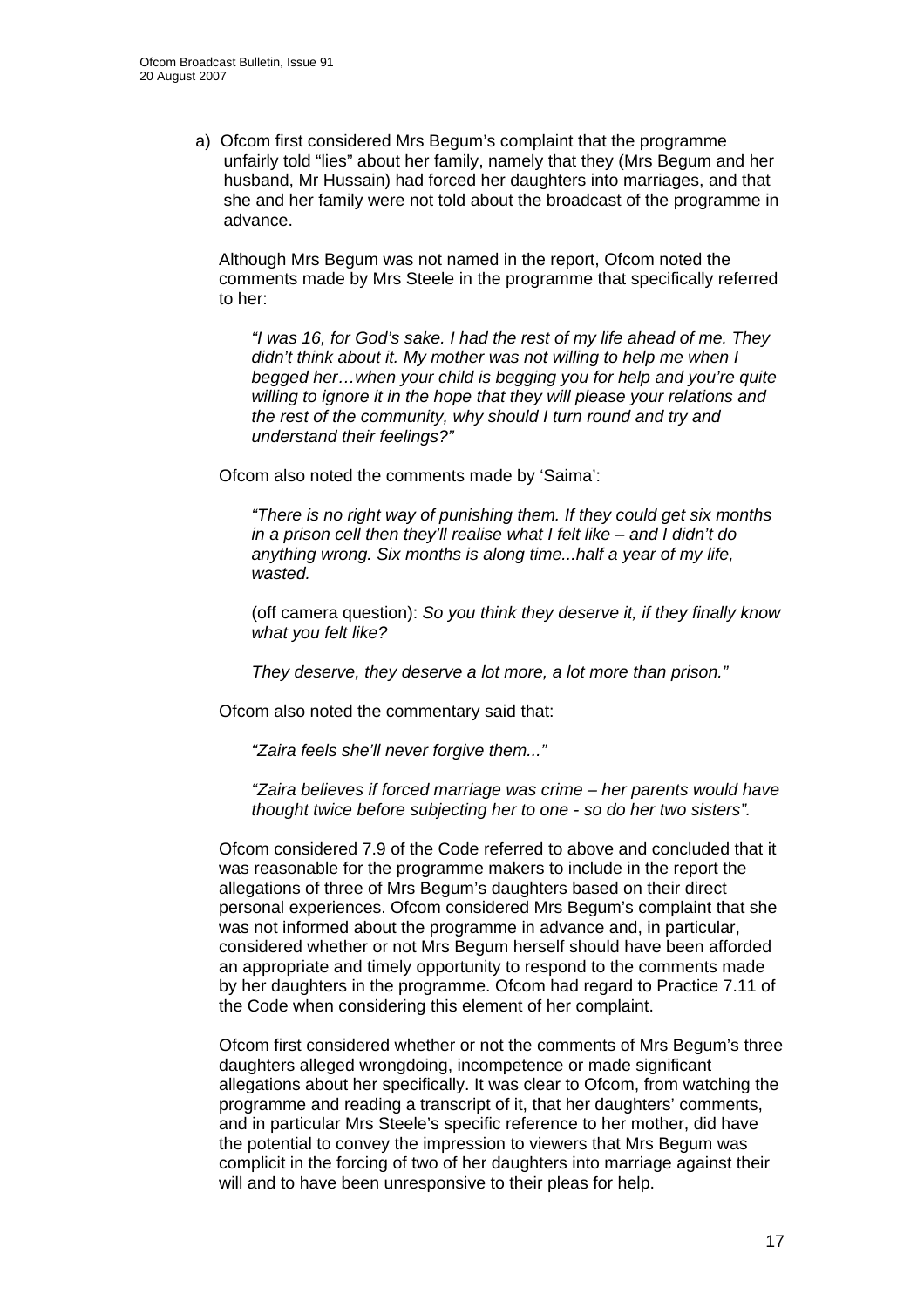a) Ofcom first considered Mrs Begum's complaint that the programme unfairly told "lies" about her family, namely that they (Mrs Begum and her husband, Mr Hussain) had forced her daughters into marriages, and that she and her family were not told about the broadcast of the programme in advance.

Although Mrs Begum was not named in the report, Ofcom noted the comments made by Mrs Steele in the programme that specifically referred to her:

> *"I was 16, for God's sake. I had the rest of my life ahead of me. They didn't think about it. My mother was not willing to help me when I begged her…when your child is begging you for help and you're quite willing to ignore it in the hope that they will please your relations and the rest of the community, why should I turn round and try and understand their feelings?"*

Ofcom also noted the comments made by 'Saima':

> *"There is no right way of punishing them. If they could get six months in a prison cell then they'll realise what I felt like – and I didn't do anything wrong. Six months is along time...half a year of my life, wasted.*
>
> (off camera question): *So you think they deserve it, if they finally know what you felt like?*
>
> *They deserve, they deserve a lot more, a lot more than prison."*

Ofcom also noted the commentary said that:

> *"Zaira feels she'll never forgive them..."*
>
> *"Zaira believes if forced marriage was crime – her parents would have thought twice before subjecting her to one - so do her two sisters".*

Ofcom considered 7.9 of the Code referred to above and concluded that it was reasonable for the programme makers to include in the report the allegations of three of Mrs Begum's daughters based on their direct personal experiences. Ofcom considered Mrs Begum's complaint that she was not informed about the programme in advance and, in particular, considered whether or not Mrs Begum herself should have been afforded an appropriate and timely opportunity to respond to the comments made by her daughters in the programme. Ofcom had regard to Practice 7.11 of the Code when considering this element of her complaint.

Ofcom first considered whether or not the comments of Mrs Begum's three daughters alleged wrongdoing, incompetence or made significant allegations about her specifically. It was clear to Ofcom, from watching the programme and reading a transcript of it, that her daughters' comments, and in particular Mrs Steele's specific reference to her mother, did have the potential to convey the impression to viewers that Mrs Begum was complicit in the forcing of two of her daughters into marriage against their will and to have been unresponsive to their pleas for help.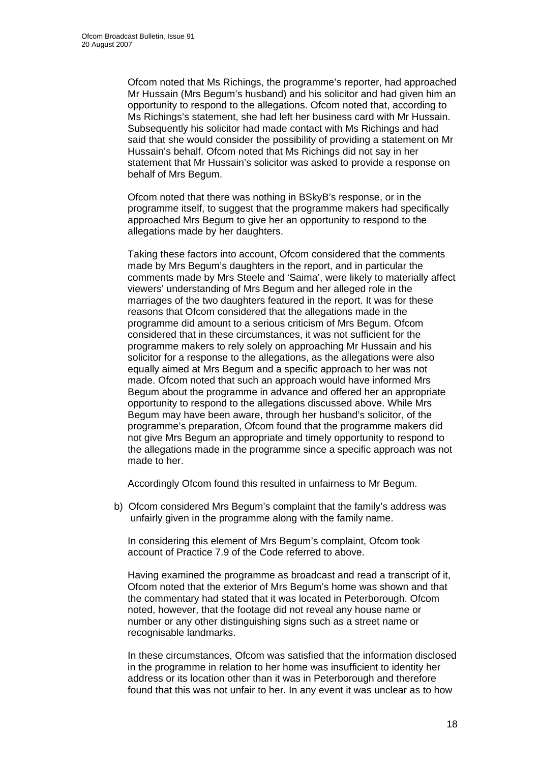Ofcom noted that Ms Richings, the programme's reporter, had approached Mr Hussain (Mrs Begum's husband) and his solicitor and had given him an opportunity to respond to the allegations. Ofcom noted that, according to Ms Richings's statement, she had left her business card with Mr Hussain. Subsequently his solicitor had made contact with Ms Richings and had said that she would consider the possibility of providing a statement on Mr Hussain's behalf. Ofcom noted that Ms Richings did not say in her statement that Mr Hussain's solicitor was asked to provide a response on behalf of Mrs Begum.

Ofcom noted that there was nothing in BSkyB's response, or in the programme itself, to suggest that the programme makers had specifically approached Mrs Begum to give her an opportunity to respond to the allegations made by her daughters.

Taking these factors into account, Ofcom considered that the comments made by Mrs Begum's daughters in the report, and in particular the comments made by Mrs Steele and 'Saima', were likely to materially affect viewers' understanding of Mrs Begum and her alleged role in the marriages of the two daughters featured in the report. It was for these reasons that Ofcom considered that the allegations made in the programme did amount to a serious criticism of Mrs Begum. Ofcom considered that in these circumstances, it was not sufficient for the programme makers to rely solely on approaching Mr Hussain and his solicitor for a response to the allegations, as the allegations were also equally aimed at Mrs Begum and a specific approach to her was not made. Ofcom noted that such an approach would have informed Mrs Begum about the programme in advance and offered her an appropriate opportunity to respond to the allegations discussed above. While Mrs Begum may have been aware, through her husband's solicitor, of the programme's preparation, Ofcom found that the programme makers did not give Mrs Begum an appropriate and timely opportunity to respond to the allegations made in the programme since a specific approach was not made to her.

Accordingly Ofcom found this resulted in unfairness to Mr Begum.

b) Ofcom considered Mrs Begum's complaint that the family's address was unfairly given in the programme along with the family name.

In considering this element of Mrs Begum's complaint, Ofcom took account of Practice 7.9 of the Code referred to above.

Having examined the programme as broadcast and read a transcript of it, Ofcom noted that the exterior of Mrs Begum's home was shown and that the commentary had stated that it was located in Peterborough. Ofcom noted, however, that the footage did not reveal any house name or number or any other distinguishing signs such as a street name or recognisable landmarks.

In these circumstances, Ofcom was satisfied that the information disclosed in the programme in relation to her home was insufficient to identity her address or its location other than it was in Peterborough and therefore found that this was not unfair to her. In any event it was unclear as to how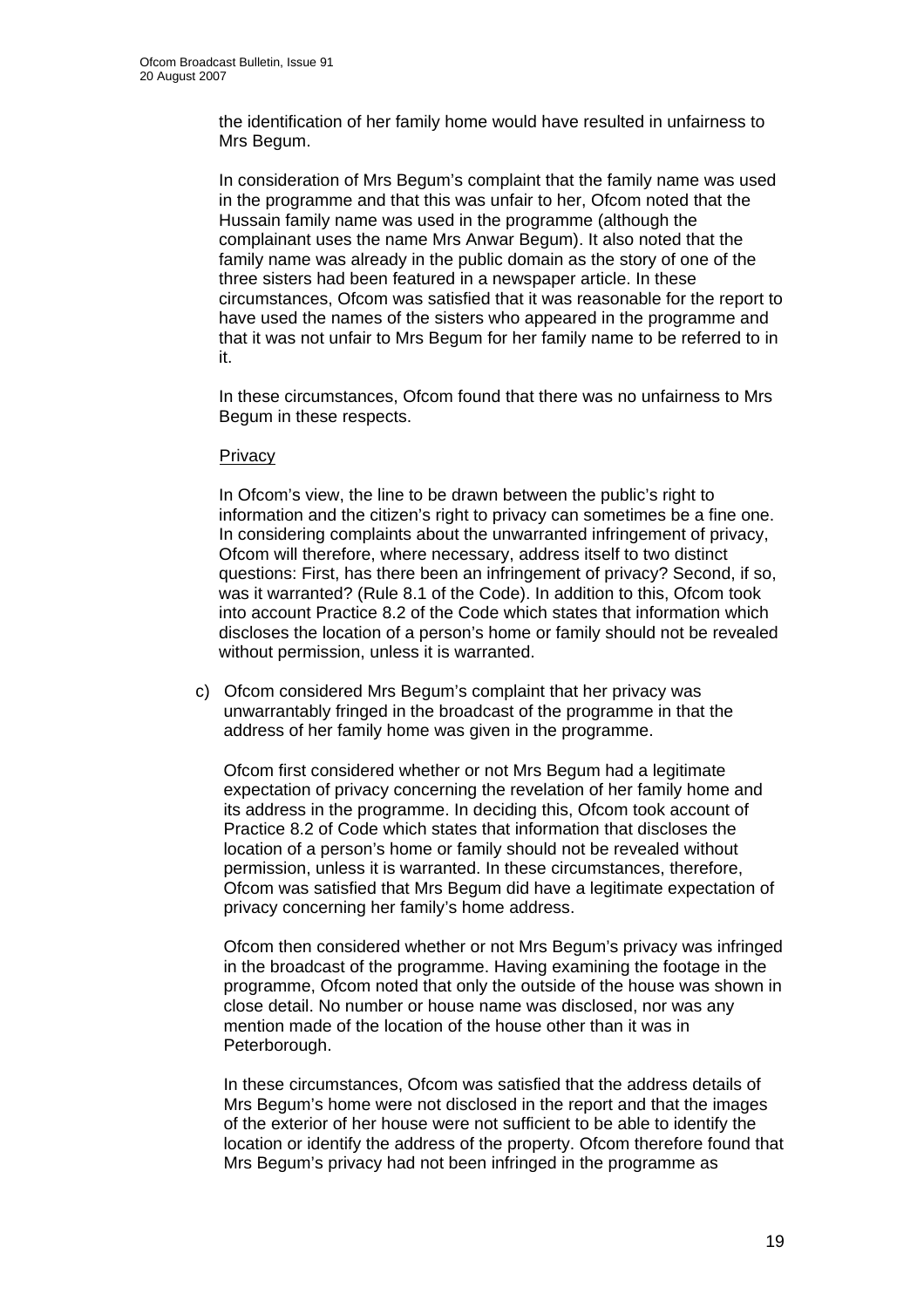the identification of her family home would have resulted in unfairness to Mrs Begum.

In consideration of Mrs Begum's complaint that the family name was used in the programme and that this was unfair to her, Ofcom noted that the Hussain family name was used in the programme (although the complainant uses the name Mrs Anwar Begum). It also noted that the family name was already in the public domain as the story of one of the three sisters had been featured in a newspaper article. In these circumstances, Ofcom was satisfied that it was reasonable for the report to have used the names of the sisters who appeared in the programme and that it was not unfair to Mrs Begum for her family name to be referred to in it.

In these circumstances, Ofcom found that there was no unfairness to Mrs Begum in these respects.

Privacy

In Ofcom's view, the line to be drawn between the public's right to information and the citizen's right to privacy can sometimes be a fine one. In considering complaints about the unwarranted infringement of privacy, Ofcom will therefore, where necessary, address itself to two distinct questions: First, has there been an infringement of privacy? Second, if so, was it warranted? (Rule 8.1 of the Code). In addition to this, Ofcom took into account Practice 8.2 of the Code which states that information which discloses the location of a person's home or family should not be revealed without permission, unless it is warranted.

c) Ofcom considered Mrs Begum's complaint that her privacy was unwarrantably fringed in the broadcast of the programme in that the address of her family home was given in the programme.

   Ofcom first considered whether or not Mrs Begum had a legitimate expectation of privacy concerning the revelation of her family home and its address in the programme. In deciding this, Ofcom took account of Practice 8.2 of Code which states that information that discloses the location of a person's home or family should not be revealed without permission, unless it is warranted. In these circumstances, therefore, Ofcom was satisfied that Mrs Begum did have a legitimate expectation of privacy concerning her family's home address.

   Ofcom then considered whether or not Mrs Begum's privacy was infringed in the broadcast of the programme. Having examining the footage in the programme, Ofcom noted that only the outside of the house was shown in close detail. No number or house name was disclosed, nor was any mention made of the location of the house other than it was in Peterborough.

   In these circumstances, Ofcom was satisfied that the address details of Mrs Begum's home were not disclosed in the report and that the images of the exterior of her house were not sufficient to be able to identify the location or identify the address of the property. Ofcom therefore found that Mrs Begum's privacy had not been infringed in the programme as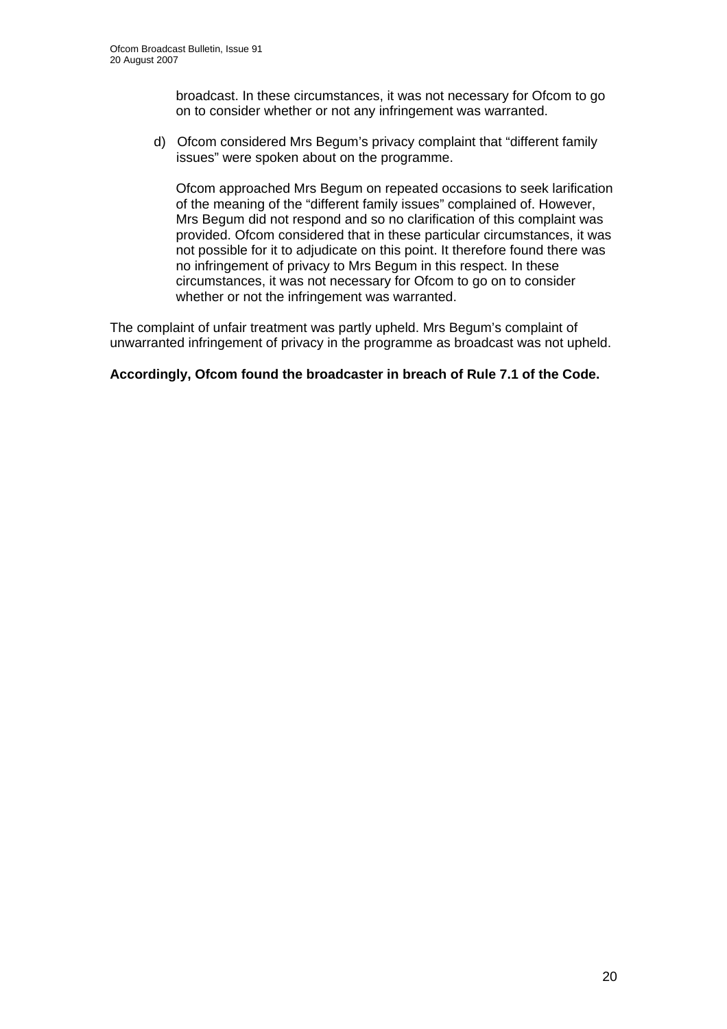broadcast. In these circumstances, it was not necessary for Ofcom to go on to consider whether or not any infringement was warranted.

d) Ofcom considered Mrs Begum's privacy complaint that "different family issues" were spoken about on the programme.

   Ofcom approached Mrs Begum on repeated occasions to seek larification of the meaning of the "different family issues" complained of. However, Mrs Begum did not respond and so no clarification of this complaint was provided. Ofcom considered that in these particular circumstances, it was not possible for it to adjudicate on this point. It therefore found there was no infringement of privacy to Mrs Begum in this respect. In these circumstances, it was not necessary for Ofcom to go on to consider whether or not the infringement was warranted.

The complaint of unfair treatment was partly upheld. Mrs Begum's complaint of unwarranted infringement of privacy in the programme as broadcast was not upheld.

**Accordingly, Ofcom found the broadcaster in breach of Rule 7.1 of the Code.**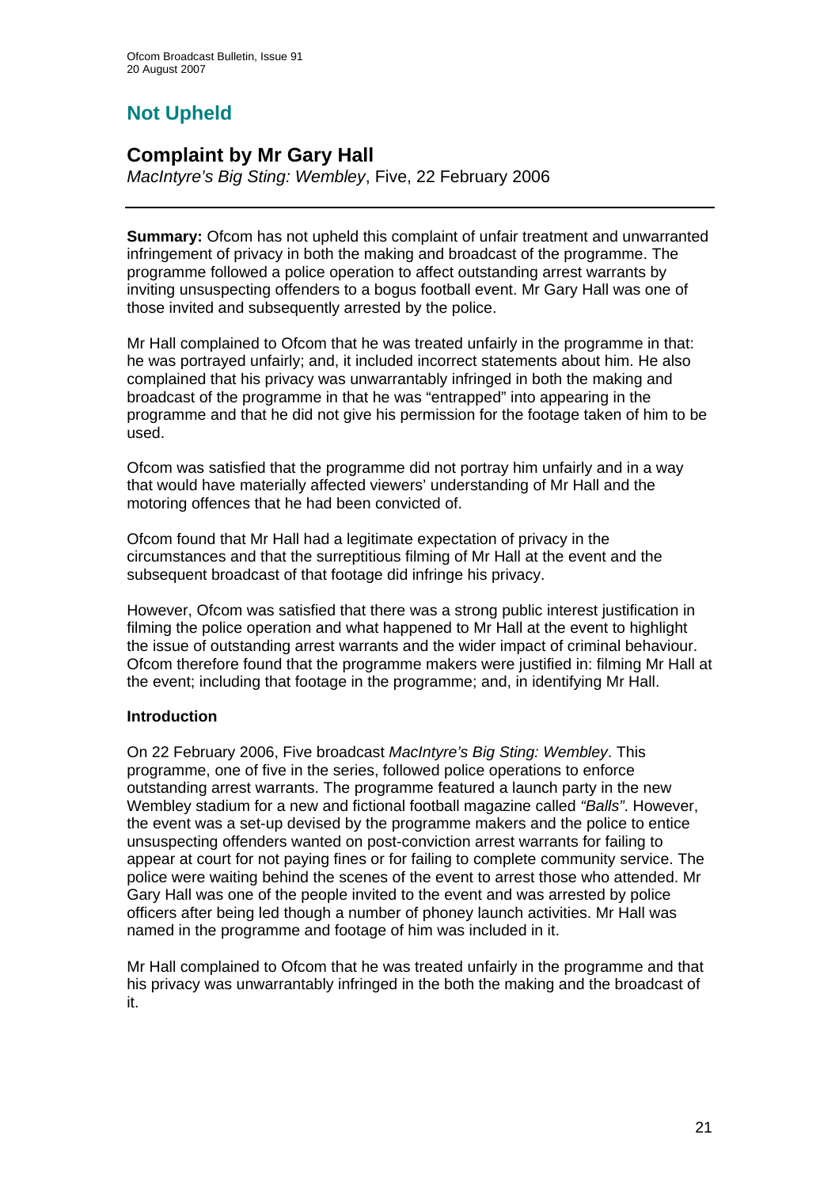## Not Upheld

## Complaint by Mr Gary Hall

*MacIntyre's Big Sting: Wembley*, Five, 22 February 2006

**Summary:** Ofcom has not upheld this complaint of unfair treatment and unwarranted infringement of privacy in both the making and broadcast of the programme. The programme followed a police operation to affect outstanding arrest warrants by inviting unsuspecting offenders to a bogus football event. Mr Gary Hall was one of those invited and subsequently arrested by the police.

Mr Hall complained to Ofcom that he was treated unfairly in the programme in that: he was portrayed unfairly; and, it included incorrect statements about him. He also complained that his privacy was unwarrantably infringed in both the making and broadcast of the programme in that he was "entrapped" into appearing in the programme and that he did not give his permission for the footage taken of him to be used.

Ofcom was satisfied that the programme did not portray him unfairly and in a way that would have materially affected viewers' understanding of Mr Hall and the motoring offences that he had been convicted of.

Ofcom found that Mr Hall had a legitimate expectation of privacy in the circumstances and that the surreptitious filming of Mr Hall at the event and the subsequent broadcast of that footage did infringe his privacy.

However, Ofcom was satisfied that there was a strong public interest justification in filming the police operation and what happened to Mr Hall at the event to highlight the issue of outstanding arrest warrants and the wider impact of criminal behaviour. Ofcom therefore found that the programme makers were justified in: filming Mr Hall at the event; including that footage in the programme; and, in identifying Mr Hall.

### Introduction

On 22 February 2006, Five broadcast *MacIntyre's Big Sting: Wembley*. This programme, one of five in the series, followed police operations to enforce outstanding arrest warrants. The programme featured a launch party in the new Wembley stadium for a new and fictional football magazine called *"Balls"*. However, the event was a set-up devised by the programme makers and the police to entice unsuspecting offenders wanted on post-conviction arrest warrants for failing to appear at court for not paying fines or for failing to complete community service. The police were waiting behind the scenes of the event to arrest those who attended. Mr Gary Hall was one of the people invited to the event and was arrested by police officers after being led though a number of phoney launch activities. Mr Hall was named in the programme and footage of him was included in it.

Mr Hall complained to Ofcom that he was treated unfairly in the programme and that his privacy was unwarrantably infringed in the both the making and the broadcast of it.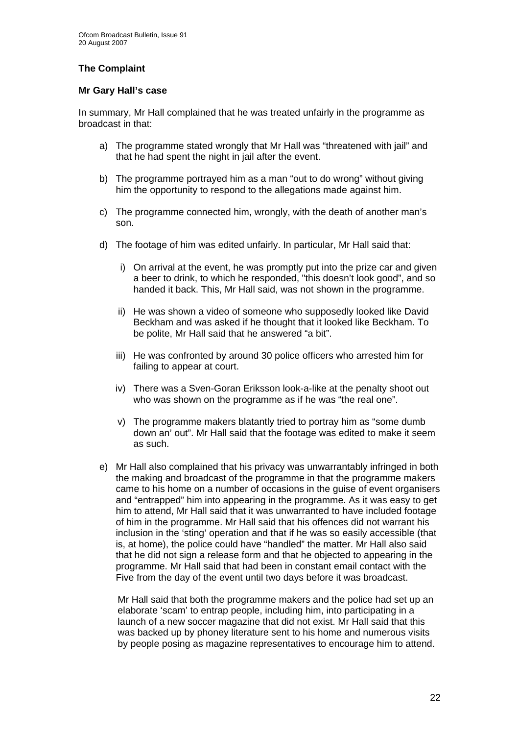### The Complaint

#### Mr Gary Hall's case

In summary, Mr Hall complained that he was treated unfairly in the programme as broadcast in that:

a) The programme stated wrongly that Mr Hall was "threatened with jail" and that he had spent the night in jail after the event.

b) The programme portrayed him as a man "out to do wrong" without giving him the opportunity to respond to the allegations made against him.

c) The programme connected him, wrongly, with the death of another man's son.

d) The footage of him was edited unfairly. In particular, Mr Hall said that:

   i) On arrival at the event, he was promptly put into the prize car and given a beer to drink, to which he responded, "this doesn't look good", and so handed it back. This, Mr Hall said, was not shown in the programme.

   ii) He was shown a video of someone who supposedly looked like David Beckham and was asked if he thought that it looked like Beckham. To be polite, Mr Hall said that he answered "a bit".

   iii) He was confronted by around 30 police officers who arrested him for failing to appear at court.

   iv) There was a Sven-Goran Eriksson look-a-like at the penalty shoot out who was shown on the programme as if he was "the real one".

   v) The programme makers blatantly tried to portray him as "some dumb down an' out". Mr Hall said that the footage was edited to make it seem as such.

e) Mr Hall also complained that his privacy was unwarrantably infringed in both the making and broadcast of the programme in that the programme makers came to his home on a number of occasions in the guise of event organisers and "entrapped" him into appearing in the programme. As it was easy to get him to attend, Mr Hall said that it was unwarranted to have included footage of him in the programme. Mr Hall said that his offences did not warrant his inclusion in the 'sting' operation and that if he was so easily accessible (that is, at home), the police could have "handled" the matter. Mr Hall also said that he did not sign a release form and that he objected to appearing in the programme. Mr Hall said that had been in constant email contact with the Five from the day of the event until two days before it was broadcast.

   Mr Hall said that both the programme makers and the police had set up an elaborate 'scam' to entrap people, including him, into participating in a launch of a new soccer magazine that did not exist. Mr Hall said that this was backed up by phoney literature sent to his home and numerous visits by people posing as magazine representatives to encourage him to attend.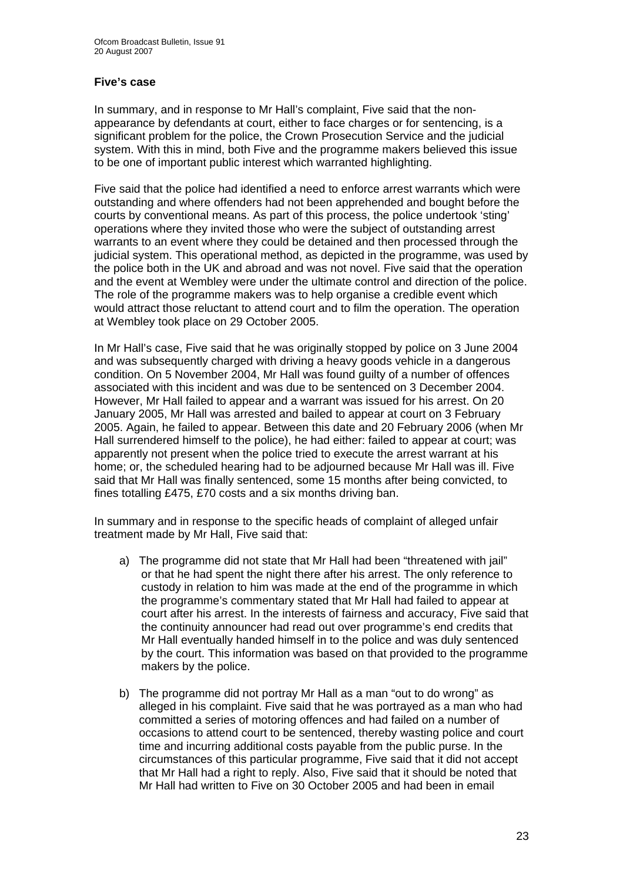**Five's case**

In summary, and in response to Mr Hall's complaint, Five said that the non-appearance by defendants at court, either to face charges or for sentencing, is a significant problem for the police, the Crown Prosecution Service and the judicial system. With this in mind, both Five and the programme makers believed this issue to be one of important public interest which warranted highlighting.

Five said that the police had identified a need to enforce arrest warrants which were outstanding and where offenders had not been apprehended and bought before the courts by conventional means. As part of this process, the police undertook 'sting' operations where they invited those who were the subject of outstanding arrest warrants to an event where they could be detained and then processed through the judicial system. This operational method, as depicted in the programme, was used by the police both in the UK and abroad and was not novel. Five said that the operation and the event at Wembley were under the ultimate control and direction of the police. The role of the programme makers was to help organise a credible event which would attract those reluctant to attend court and to film the operation. The operation at Wembley took place on 29 October 2005.

In Mr Hall's case, Five said that he was originally stopped by police on 3 June 2004 and was subsequently charged with driving a heavy goods vehicle in a dangerous condition. On 5 November 2004, Mr Hall was found guilty of a number of offences associated with this incident and was due to be sentenced on 3 December 2004. However, Mr Hall failed to appear and a warrant was issued for his arrest. On 20 January 2005, Mr Hall was arrested and bailed to appear at court on 3 February 2005. Again, he failed to appear. Between this date and 20 February 2006 (when Mr Hall surrendered himself to the police), he had either: failed to appear at court; was apparently not present when the police tried to execute the arrest warrant at his home; or, the scheduled hearing had to be adjourned because Mr Hall was ill. Five said that Mr Hall was finally sentenced, some 15 months after being convicted, to fines totalling £475, £70 costs and a six months driving ban.

In summary and in response to the specific heads of complaint of alleged unfair treatment made by Mr Hall, Five said that:

a) The programme did not state that Mr Hall had been "threatened with jail" or that he had spent the night there after his arrest. The only reference to custody in relation to him was made at the end of the programme in which the programme's commentary stated that Mr Hall had failed to appear at court after his arrest. In the interests of fairness and accuracy, Five said that the continuity announcer had read out over programme's end credits that Mr Hall eventually handed himself in to the police and was duly sentenced by the court. This information was based on that provided to the programme makers by the police.

b) The programme did not portray Mr Hall as a man "out to do wrong" as alleged in his complaint. Five said that he was portrayed as a man who had committed a series of motoring offences and had failed on a number of occasions to attend court to be sentenced, thereby wasting police and court time and incurring additional costs payable from the public purse. In the circumstances of this particular programme, Five said that it did not accept that Mr Hall had a right to reply. Also, Five said that it should be noted that Mr Hall had written to Five on 30 October 2005 and had been in email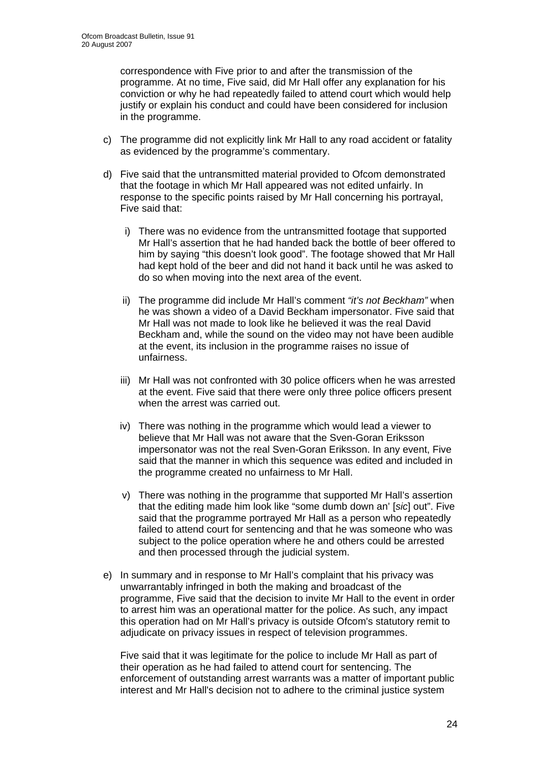correspondence with Five prior to and after the transmission of the programme. At no time, Five said, did Mr Hall offer any explanation for his conviction or why he had repeatedly failed to attend court which would help justify or explain his conduct and could have been considered for inclusion in the programme.

c) The programme did not explicitly link Mr Hall to any road accident or fatality as evidenced by the programme's commentary.

d) Five said that the untransmitted material provided to Ofcom demonstrated that the footage in which Mr Hall appeared was not edited unfairly. In response to the specific points raised by Mr Hall concerning his portrayal, Five said that:

   i) There was no evidence from the untransmitted footage that supported Mr Hall's assertion that he had handed back the bottle of beer offered to him by saying "this doesn't look good". The footage showed that Mr Hall had kept hold of the beer and did not hand it back until he was asked to do so when moving into the next area of the event.

   ii) The programme did include Mr Hall's comment *"it's not Beckham"* when he was shown a video of a David Beckham impersonator. Five said that Mr Hall was not made to look like he believed it was the real David Beckham and, while the sound on the video may not have been audible at the event, its inclusion in the programme raises no issue of unfairness.

   iii) Mr Hall was not confronted with 30 police officers when he was arrested at the event. Five said that there were only three police officers present when the arrest was carried out.

   iv) There was nothing in the programme which would lead a viewer to believe that Mr Hall was not aware that the Sven-Goran Eriksson impersonator was not the real Sven-Goran Eriksson. In any event, Five said that the manner in which this sequence was edited and included in the programme created no unfairness to Mr Hall.

   v) There was nothing in the programme that supported Mr Hall's assertion that the editing made him look like "some dumb down an' [*sic*] out". Five said that the programme portrayed Mr Hall as a person who repeatedly failed to attend court for sentencing and that he was someone who was subject to the police operation where he and others could be arrested and then processed through the judicial system.

e) In summary and in response to Mr Hall's complaint that his privacy was unwarrantably infringed in both the making and broadcast of the programme, Five said that the decision to invite Mr Hall to the event in order to arrest him was an operational matter for the police. As such, any impact this operation had on Mr Hall's privacy is outside Ofcom's statutory remit to adjudicate on privacy issues in respect of television programmes.

   Five said that it was legitimate for the police to include Mr Hall as part of their operation as he had failed to attend court for sentencing. The enforcement of outstanding arrest warrants was a matter of important public interest and Mr Hall's decision not to adhere to the criminal justice system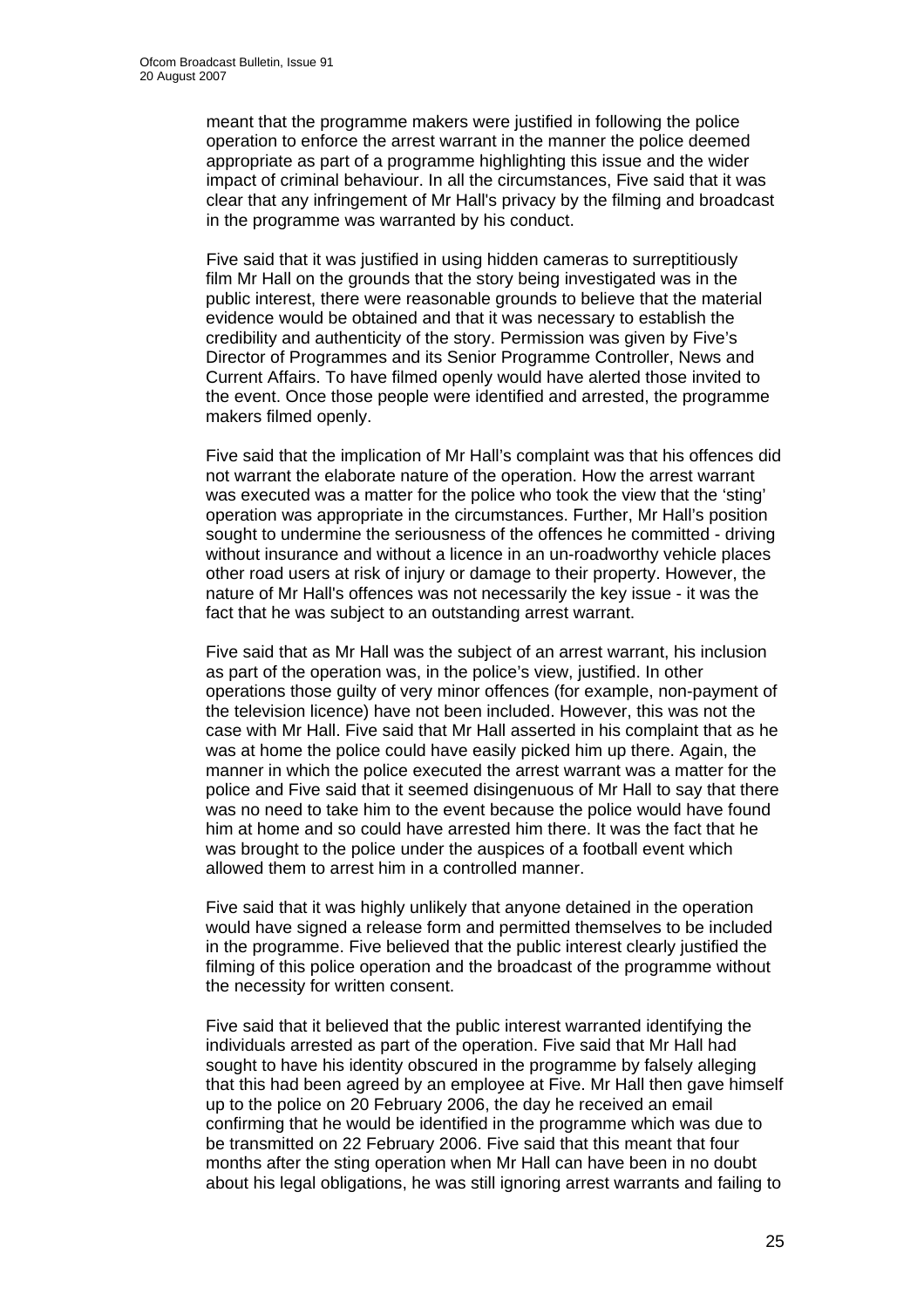meant that the programme makers were justified in following the police operation to enforce the arrest warrant in the manner the police deemed appropriate as part of a programme highlighting this issue and the wider impact of criminal behaviour. In all the circumstances, Five said that it was clear that any infringement of Mr Hall's privacy by the filming and broadcast in the programme was warranted by his conduct.

Five said that it was justified in using hidden cameras to surreptitiously film Mr Hall on the grounds that the story being investigated was in the public interest, there were reasonable grounds to believe that the material evidence would be obtained and that it was necessary to establish the credibility and authenticity of the story. Permission was given by Five's Director of Programmes and its Senior Programme Controller, News and Current Affairs. To have filmed openly would have alerted those invited to the event. Once those people were identified and arrested, the programme makers filmed openly.

Five said that the implication of Mr Hall's complaint was that his offences did not warrant the elaborate nature of the operation. How the arrest warrant was executed was a matter for the police who took the view that the 'sting' operation was appropriate in the circumstances. Further, Mr Hall's position sought to undermine the seriousness of the offences he committed - driving without insurance and without a licence in an un-roadworthy vehicle places other road users at risk of injury or damage to their property. However, the nature of Mr Hall's offences was not necessarily the key issue - it was the fact that he was subject to an outstanding arrest warrant.

Five said that as Mr Hall was the subject of an arrest warrant, his inclusion as part of the operation was, in the police's view, justified. In other operations those guilty of very minor offences (for example, non-payment of the television licence) have not been included. However, this was not the case with Mr Hall. Five said that Mr Hall asserted in his complaint that as he was at home the police could have easily picked him up there. Again, the manner in which the police executed the arrest warrant was a matter for the police and Five said that it seemed disingenuous of Mr Hall to say that there was no need to take him to the event because the police would have found him at home and so could have arrested him there. It was the fact that he was brought to the police under the auspices of a football event which allowed them to arrest him in a controlled manner.

Five said that it was highly unlikely that anyone detained in the operation would have signed a release form and permitted themselves to be included in the programme. Five believed that the public interest clearly justified the filming of this police operation and the broadcast of the programme without the necessity for written consent.

Five said that it believed that the public interest warranted identifying the individuals arrested as part of the operation. Five said that Mr Hall had sought to have his identity obscured in the programme by falsely alleging that this had been agreed by an employee at Five. Mr Hall then gave himself up to the police on 20 February 2006, the day he received an email confirming that he would be identified in the programme which was due to be transmitted on 22 February 2006. Five said that this meant that four months after the sting operation when Mr Hall can have been in no doubt about his legal obligations, he was still ignoring arrest warrants and failing to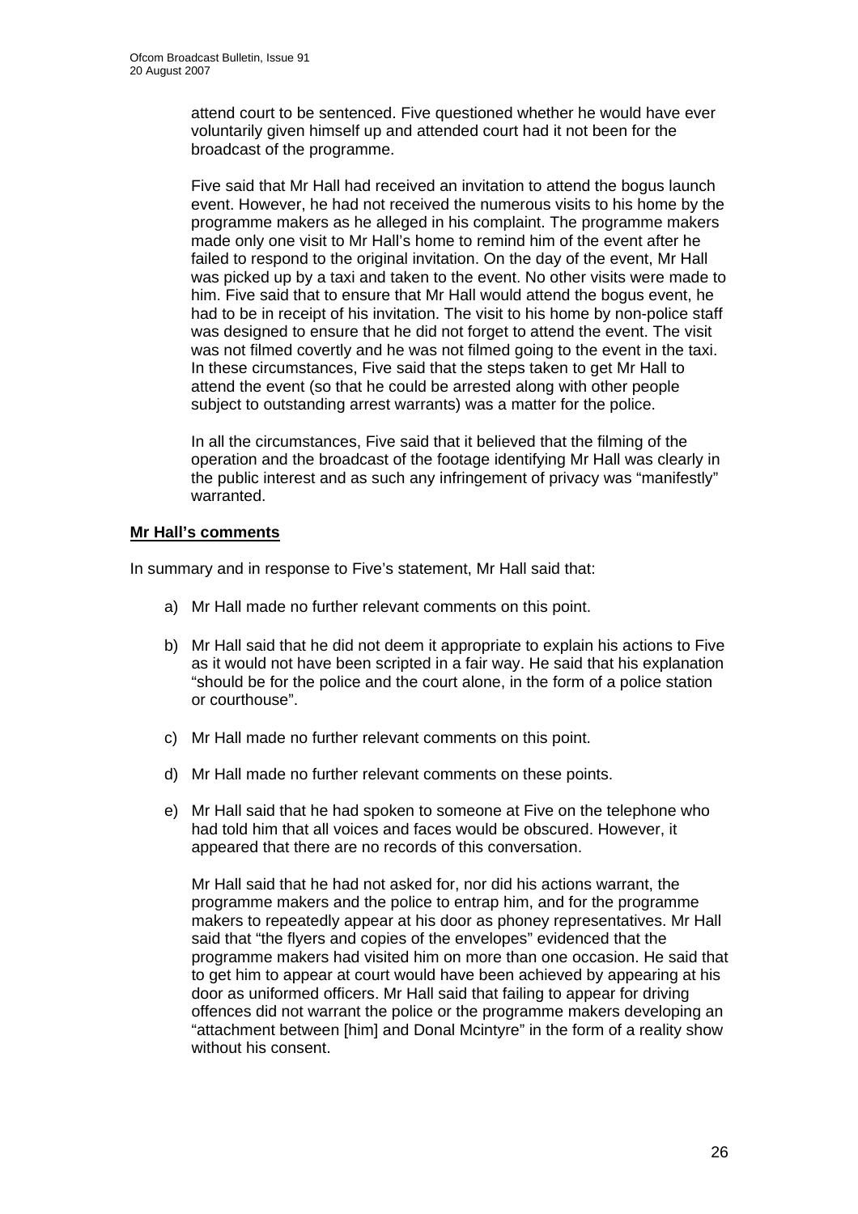attend court to be sentenced. Five questioned whether he would have ever voluntarily given himself up and attended court had it not been for the broadcast of the programme.

Five said that Mr Hall had received an invitation to attend the bogus launch event. However, he had not received the numerous visits to his home by the programme makers as he alleged in his complaint. The programme makers made only one visit to Mr Hall's home to remind him of the event after he failed to respond to the original invitation. On the day of the event, Mr Hall was picked up by a taxi and taken to the event. No other visits were made to him. Five said that to ensure that Mr Hall would attend the bogus event, he had to be in receipt of his invitation. The visit to his home by non-police staff was designed to ensure that he did not forget to attend the event. The visit was not filmed covertly and he was not filmed going to the event in the taxi. In these circumstances, Five said that the steps taken to get Mr Hall to attend the event (so that he could be arrested along with other people subject to outstanding arrest warrants) was a matter for the police.

In all the circumstances, Five said that it believed that the filming of the operation and the broadcast of the footage identifying Mr Hall was clearly in the public interest and as such any infringement of privacy was "manifestly" warranted.

**Mr Hall's comments**

In summary and in response to Five's statement, Mr Hall said that:

a) Mr Hall made no further relevant comments on this point.

b) Mr Hall said that he did not deem it appropriate to explain his actions to Five as it would not have been scripted in a fair way. He said that his explanation "should be for the police and the court alone, in the form of a police station or courthouse".

c) Mr Hall made no further relevant comments on this point.

d) Mr Hall made no further relevant comments on these points.

e) Mr Hall said that he had spoken to someone at Five on the telephone who had told him that all voices and faces would be obscured. However, it appeared that there are no records of this conversation.

   Mr Hall said that he had not asked for, nor did his actions warrant, the programme makers and the police to entrap him, and for the programme makers to repeatedly appear at his door as phoney representatives. Mr Hall said that "the flyers and copies of the envelopes" evidenced that the programme makers had visited him on more than one occasion. He said that to get him to appear at court would have been achieved by appearing at his door as uniformed officers. Mr Hall said that failing to appear for driving offences did not warrant the police or the programme makers developing an "attachment between [him] and Donal Mcintyre" in the form of a reality show without his consent.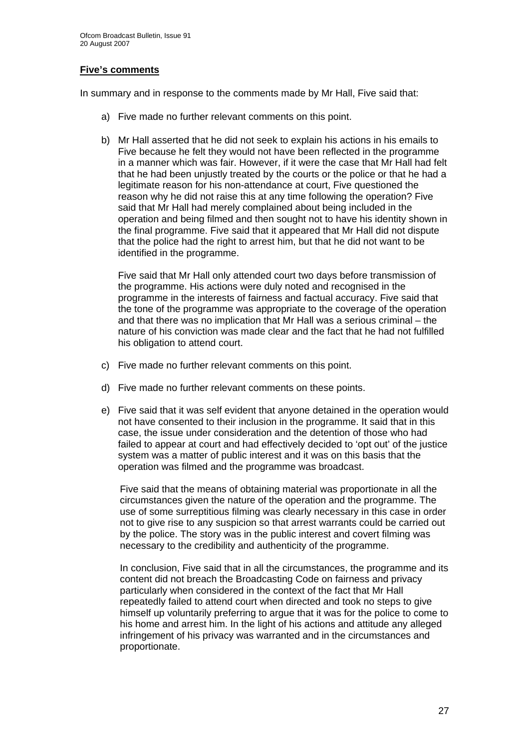**Five's comments**

In summary and in response to the comments made by Mr Hall, Five said that:

a) Five made no further relevant comments on this point.

b) Mr Hall asserted that he did not seek to explain his actions in his emails to Five because he felt they would not have been reflected in the programme in a manner which was fair. However, if it were the case that Mr Hall had felt that he had been unjustly treated by the courts or the police or that he had a legitimate reason for his non-attendance at court, Five questioned the reason why he did not raise this at any time following the operation? Five said that Mr Hall had merely complained about being included in the operation and being filmed and then sought not to have his identity shown in the final programme. Five said that it appeared that Mr Hall did not dispute that the police had the right to arrest him, but that he did not want to be identified in the programme.

   Five said that Mr Hall only attended court two days before transmission of the programme. His actions were duly noted and recognised in the programme in the interests of fairness and factual accuracy. Five said that the tone of the programme was appropriate to the coverage of the operation and that there was no implication that Mr Hall was a serious criminal – the nature of his conviction was made clear and the fact that he had not fulfilled his obligation to attend court.

c) Five made no further relevant comments on this point.

d) Five made no further relevant comments on these points.

e) Five said that it was self evident that anyone detained in the operation would not have consented to their inclusion in the programme. It said that in this case, the issue under consideration and the detention of those who had failed to appear at court and had effectively decided to 'opt out' of the justice system was a matter of public interest and it was on this basis that the operation was filmed and the programme was broadcast.

   Five said that the means of obtaining material was proportionate in all the circumstances given the nature of the operation and the programme. The use of some surreptitious filming was clearly necessary in this case in order not to give rise to any suspicion so that arrest warrants could be carried out by the police. The story was in the public interest and covert filming was necessary to the credibility and authenticity of the programme.

   In conclusion, Five said that in all the circumstances, the programme and its content did not breach the Broadcasting Code on fairness and privacy particularly when considered in the context of the fact that Mr Hall repeatedly failed to attend court when directed and took no steps to give himself up voluntarily preferring to argue that it was for the police to come to his home and arrest him. In the light of his actions and attitude any alleged infringement of his privacy was warranted and in the circumstances and proportionate.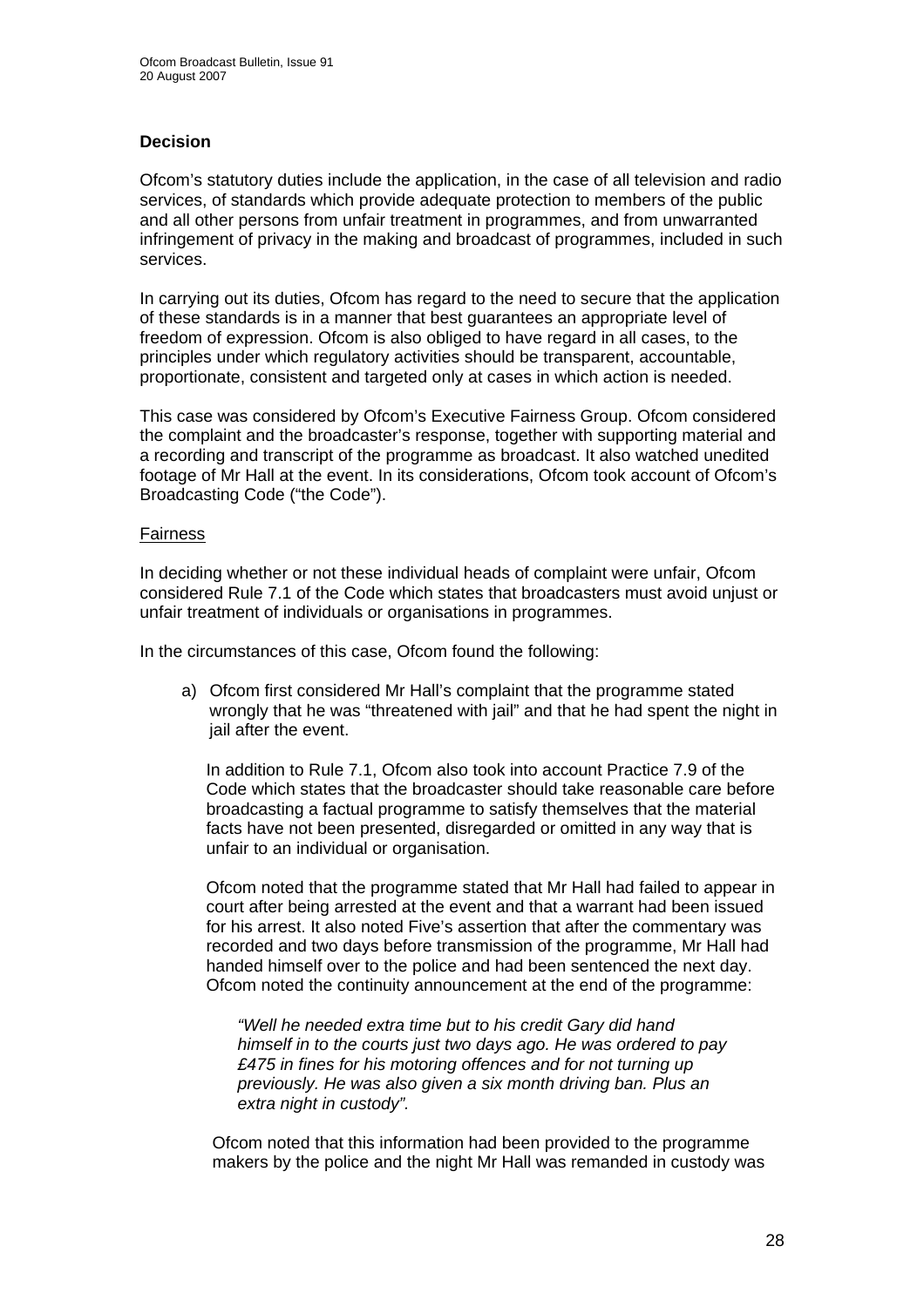## Decision

Ofcom's statutory duties include the application, in the case of all television and radio services, of standards which provide adequate protection to members of the public and all other persons from unfair treatment in programmes, and from unwarranted infringement of privacy in the making and broadcast of programmes, included in such services.

In carrying out its duties, Ofcom has regard to the need to secure that the application of these standards is in a manner that best guarantees an appropriate level of freedom of expression. Ofcom is also obliged to have regard in all cases, to the principles under which regulatory activities should be transparent, accountable, proportionate, consistent and targeted only at cases in which action is needed.

This case was considered by Ofcom's Executive Fairness Group. Ofcom considered the complaint and the broadcaster's response, together with supporting material and a recording and transcript of the programme as broadcast. It also watched unedited footage of Mr Hall at the event. In its considerations, Ofcom took account of Ofcom's Broadcasting Code ("the Code").

### Fairness

In deciding whether or not these individual heads of complaint were unfair, Ofcom considered Rule 7.1 of the Code which states that broadcasters must avoid unjust or unfair treatment of individuals or organisations in programmes.

In the circumstances of this case, Ofcom found the following:

a) Ofcom first considered Mr Hall's complaint that the programme stated wrongly that he was "threatened with jail" and that he had spent the night in jail after the event.

   In addition to Rule 7.1, Ofcom also took into account Practice 7.9 of the Code which states that the broadcaster should take reasonable care before broadcasting a factual programme to satisfy themselves that the material facts have not been presented, disregarded or omitted in any way that is unfair to an individual or organisation.

   Ofcom noted that the programme stated that Mr Hall had failed to appear in court after being arrested at the event and that a warrant had been issued for his arrest. It also noted Five's assertion that after the commentary was recorded and two days before transmission of the programme, Mr Hall had handed himself over to the police and had been sentenced the next day. Ofcom noted the continuity announcement at the end of the programme:

   > *"Well he needed extra time but to his credit Gary did hand himself in to the courts just two days ago. He was ordered to pay £475 in fines for his motoring offences and for not turning up previously. He was also given a six month driving ban. Plus an extra night in custody".*

   Ofcom noted that this information had been provided to the programme makers by the police and the night Mr Hall was remanded in custody was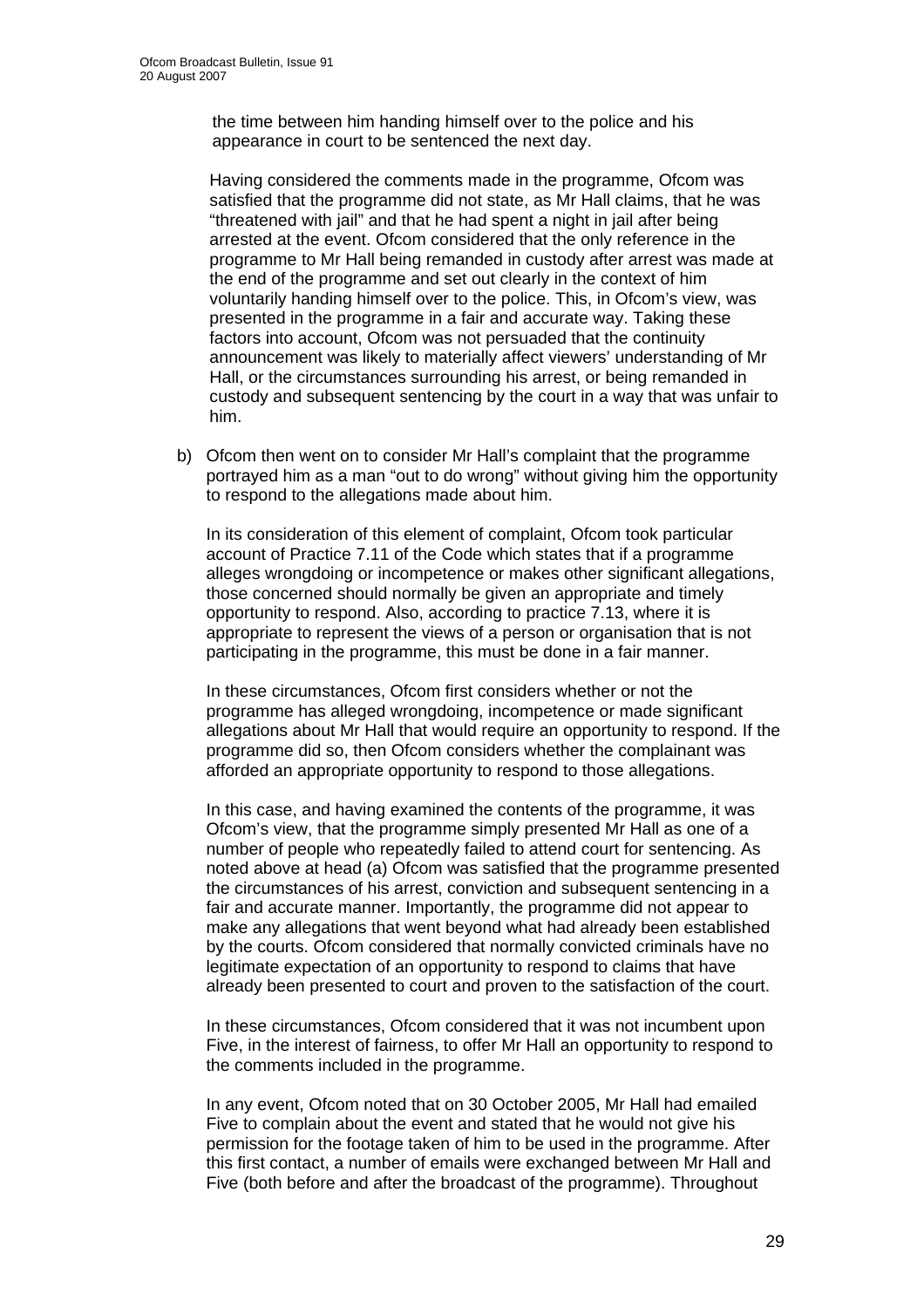the time between him handing himself over to the police and his appearance in court to be sentenced the next day.

Having considered the comments made in the programme, Ofcom was satisfied that the programme did not state, as Mr Hall claims, that he was "threatened with jail" and that he had spent a night in jail after being arrested at the event. Ofcom considered that the only reference in the programme to Mr Hall being remanded in custody after arrest was made at the end of the programme and set out clearly in the context of him voluntarily handing himself over to the police. This, in Ofcom's view, was presented in the programme in a fair and accurate way. Taking these factors into account, Ofcom was not persuaded that the continuity announcement was likely to materially affect viewers' understanding of Mr Hall, or the circumstances surrounding his arrest, or being remanded in custody and subsequent sentencing by the court in a way that was unfair to him.

b) Ofcom then went on to consider Mr Hall's complaint that the programme portrayed him as a man "out to do wrong" without giving him the opportunity to respond to the allegations made about him.

In its consideration of this element of complaint, Ofcom took particular account of Practice 7.11 of the Code which states that if a programme alleges wrongdoing or incompetence or makes other significant allegations, those concerned should normally be given an appropriate and timely opportunity to respond. Also, according to practice 7.13, where it is appropriate to represent the views of a person or organisation that is not participating in the programme, this must be done in a fair manner.

In these circumstances, Ofcom first considers whether or not the programme has alleged wrongdoing, incompetence or made significant allegations about Mr Hall that would require an opportunity to respond. If the programme did so, then Ofcom considers whether the complainant was afforded an appropriate opportunity to respond to those allegations.

In this case, and having examined the contents of the programme, it was Ofcom's view, that the programme simply presented Mr Hall as one of a number of people who repeatedly failed to attend court for sentencing. As noted above at head (a) Ofcom was satisfied that the programme presented the circumstances of his arrest, conviction and subsequent sentencing in a fair and accurate manner. Importantly, the programme did not appear to make any allegations that went beyond what had already been established by the courts. Ofcom considered that normally convicted criminals have no legitimate expectation of an opportunity to respond to claims that have already been presented to court and proven to the satisfaction of the court.

In these circumstances, Ofcom considered that it was not incumbent upon Five, in the interest of fairness, to offer Mr Hall an opportunity to respond to the comments included in the programme.

In any event, Ofcom noted that on 30 October 2005, Mr Hall had emailed Five to complain about the event and stated that he would not give his permission for the footage taken of him to be used in the programme. After this first contact, a number of emails were exchanged between Mr Hall and Five (both before and after the broadcast of the programme). Throughout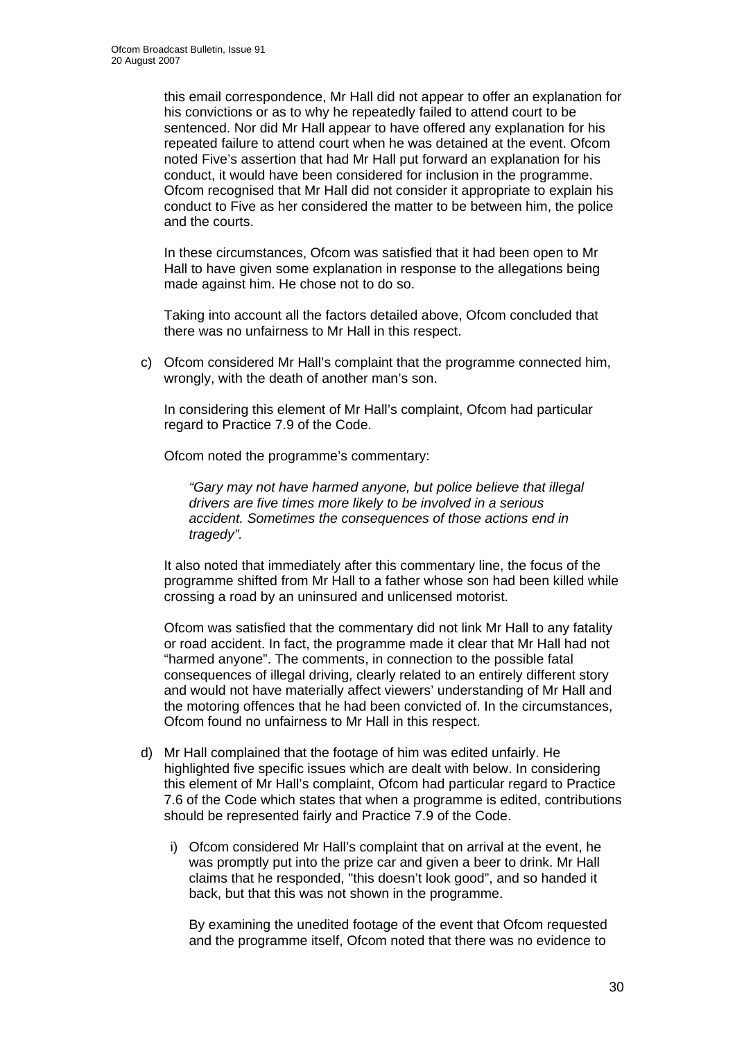this email correspondence, Mr Hall did not appear to offer an explanation for his convictions or as to why he repeatedly failed to attend court to be sentenced. Nor did Mr Hall appear to have offered any explanation for his repeated failure to attend court when he was detained at the event. Ofcom noted Five's assertion that had Mr Hall put forward an explanation for his conduct, it would have been considered for inclusion in the programme. Ofcom recognised that Mr Hall did not consider it appropriate to explain his conduct to Five as her considered the matter to be between him, the police and the courts.

In these circumstances, Ofcom was satisfied that it had been open to Mr Hall to have given some explanation in response to the allegations being made against him. He chose not to do so.

Taking into account all the factors detailed above, Ofcom concluded that there was no unfairness to Mr Hall in this respect.

c) Ofcom considered Mr Hall's complaint that the programme connected him, wrongly, with the death of another man's son.

   In considering this element of Mr Hall's complaint, Ofcom had particular regard to Practice 7.9 of the Code.

   Ofcom noted the programme's commentary:

   > *"Gary may not have harmed anyone, but police believe that illegal drivers are five times more likely to be involved in a serious accident. Sometimes the consequences of those actions end in tragedy".*

   It also noted that immediately after this commentary line, the focus of the programme shifted from Mr Hall to a father whose son had been killed while crossing a road by an uninsured and unlicensed motorist.

   Ofcom was satisfied that the commentary did not link Mr Hall to any fatality or road accident. In fact, the programme made it clear that Mr Hall had not "harmed anyone". The comments, in connection to the possible fatal consequences of illegal driving, clearly related to an entirely different story and would not have materially affect viewers' understanding of Mr Hall and the motoring offences that he had been convicted of. In the circumstances, Ofcom found no unfairness to Mr Hall in this respect.

d) Mr Hall complained that the footage of him was edited unfairly. He highlighted five specific issues which are dealt with below. In considering this element of Mr Hall's complaint, Ofcom had particular regard to Practice 7.6 of the Code which states that when a programme is edited, contributions should be represented fairly and Practice 7.9 of the Code.

   i) Ofcom considered Mr Hall's complaint that on arrival at the event, he was promptly put into the prize car and given a beer to drink. Mr Hall claims that he responded, "this doesn't look good", and so handed it back, but that this was not shown in the programme.

      By examining the unedited footage of the event that Ofcom requested and the programme itself, Ofcom noted that there was no evidence to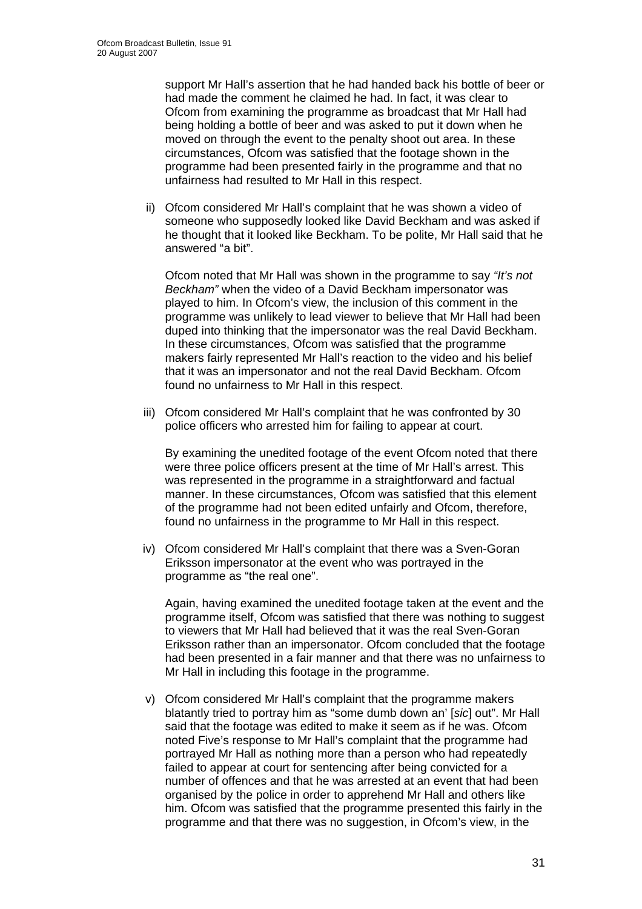support Mr Hall's assertion that he had handed back his bottle of beer or had made the comment he claimed he had. In fact, it was clear to Ofcom from examining the programme as broadcast that Mr Hall had being holding a bottle of beer and was asked to put it down when he moved on through the event to the penalty shoot out area. In these circumstances, Ofcom was satisfied that the footage shown in the programme had been presented fairly in the programme and that no unfairness had resulted to Mr Hall in this respect.

ii) Ofcom considered Mr Hall's complaint that he was shown a video of someone who supposedly looked like David Beckham and was asked if he thought that it looked like Beckham. To be polite, Mr Hall said that he answered "a bit".

   Ofcom noted that Mr Hall was shown in the programme to say *"It's not Beckham"* when the video of a David Beckham impersonator was played to him. In Ofcom's view, the inclusion of this comment in the programme was unlikely to lead viewer to believe that Mr Hall had been duped into thinking that the impersonator was the real David Beckham. In these circumstances, Ofcom was satisfied that the programme makers fairly represented Mr Hall's reaction to the video and his belief that it was an impersonator and not the real David Beckham. Ofcom found no unfairness to Mr Hall in this respect.

iii) Ofcom considered Mr Hall's complaint that he was confronted by 30 police officers who arrested him for failing to appear at court.

   By examining the unedited footage of the event Ofcom noted that there were three police officers present at the time of Mr Hall's arrest. This was represented in the programme in a straightforward and factual manner. In these circumstances, Ofcom was satisfied that this element of the programme had not been edited unfairly and Ofcom, therefore, found no unfairness in the programme to Mr Hall in this respect.

iv) Ofcom considered Mr Hall's complaint that there was a Sven-Goran Eriksson impersonator at the event who was portrayed in the programme as "the real one".

   Again, having examined the unedited footage taken at the event and the programme itself, Ofcom was satisfied that there was nothing to suggest to viewers that Mr Hall had believed that it was the real Sven-Goran Eriksson rather than an impersonator. Ofcom concluded that the footage had been presented in a fair manner and that there was no unfairness to Mr Hall in including this footage in the programme.

v) Ofcom considered Mr Hall's complaint that the programme makers blatantly tried to portray him as "some dumb down an' [*sic*] out". Mr Hall said that the footage was edited to make it seem as if he was. Ofcom noted Five's response to Mr Hall's complaint that the programme had portrayed Mr Hall as nothing more than a person who had repeatedly failed to appear at court for sentencing after being convicted for a number of offences and that he was arrested at an event that had been organised by the police in order to apprehend Mr Hall and others like him. Ofcom was satisfied that the programme presented this fairly in the programme and that there was no suggestion, in Ofcom's view, in the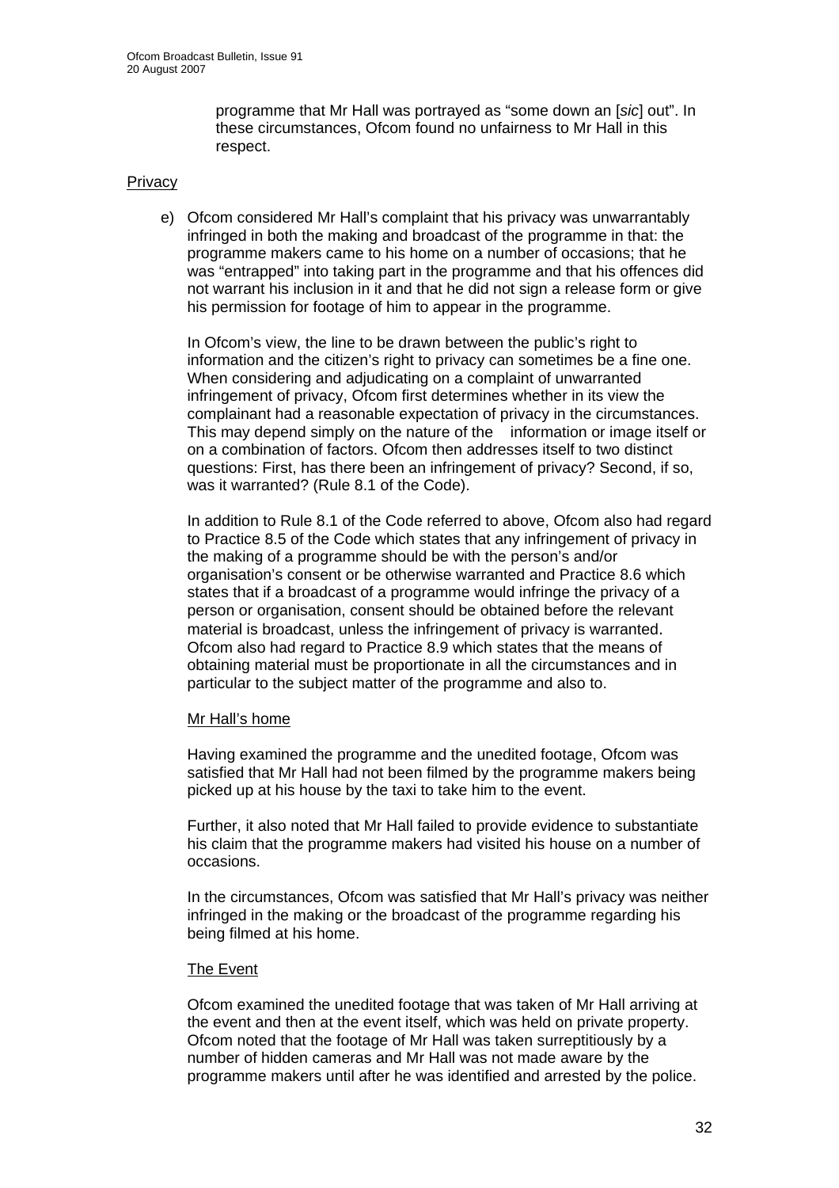programme that Mr Hall was portrayed as "some down an [*sic*] out". In these circumstances, Ofcom found no unfairness to Mr Hall in this respect.

## Privacy

e) Ofcom considered Mr Hall's complaint that his privacy was unwarrantably infringed in both the making and broadcast of the programme in that: the programme makers came to his home on a number of occasions; that he was "entrapped" into taking part in the programme and that his offences did not warrant his inclusion in it and that he did not sign a release form or give his permission for footage of him to appear in the programme.

   In Ofcom's view, the line to be drawn between the public's right to information and the citizen's right to privacy can sometimes be a fine one. When considering and adjudicating on a complaint of unwarranted infringement of privacy, Ofcom first determines whether in its view the complainant had a reasonable expectation of privacy in the circumstances. This may depend simply on the nature of the information or image itself or on a combination of factors. Ofcom then addresses itself to two distinct questions: First, has there been an infringement of privacy? Second, if so, was it warranted? (Rule 8.1 of the Code).

   In addition to Rule 8.1 of the Code referred to above, Ofcom also had regard to Practice 8.5 of the Code which states that any infringement of privacy in the making of a programme should be with the person's and/or organisation's consent or be otherwise warranted and Practice 8.6 which states that if a broadcast of a programme would infringe the privacy of a person or organisation, consent should be obtained before the relevant material is broadcast, unless the infringement of privacy is warranted. Ofcom also had regard to Practice 8.9 which states that the means of obtaining material must be proportionate in all the circumstances and in particular to the subject matter of the programme and also to.

   Mr Hall's home

   Having examined the programme and the unedited footage, Ofcom was satisfied that Mr Hall had not been filmed by the programme makers being picked up at his house by the taxi to take him to the event.

   Further, it also noted that Mr Hall failed to provide evidence to substantiate his claim that the programme makers had visited his house on a number of occasions.

   In the circumstances, Ofcom was satisfied that Mr Hall's privacy was neither infringed in the making or the broadcast of the programme regarding his being filmed at his home.

   The Event

   Ofcom examined the unedited footage that was taken of Mr Hall arriving at the event and then at the event itself, which was held on private property. Ofcom noted that the footage of Mr Hall was taken surreptitiously by a number of hidden cameras and Mr Hall was not made aware by the programme makers until after he was identified and arrested by the police.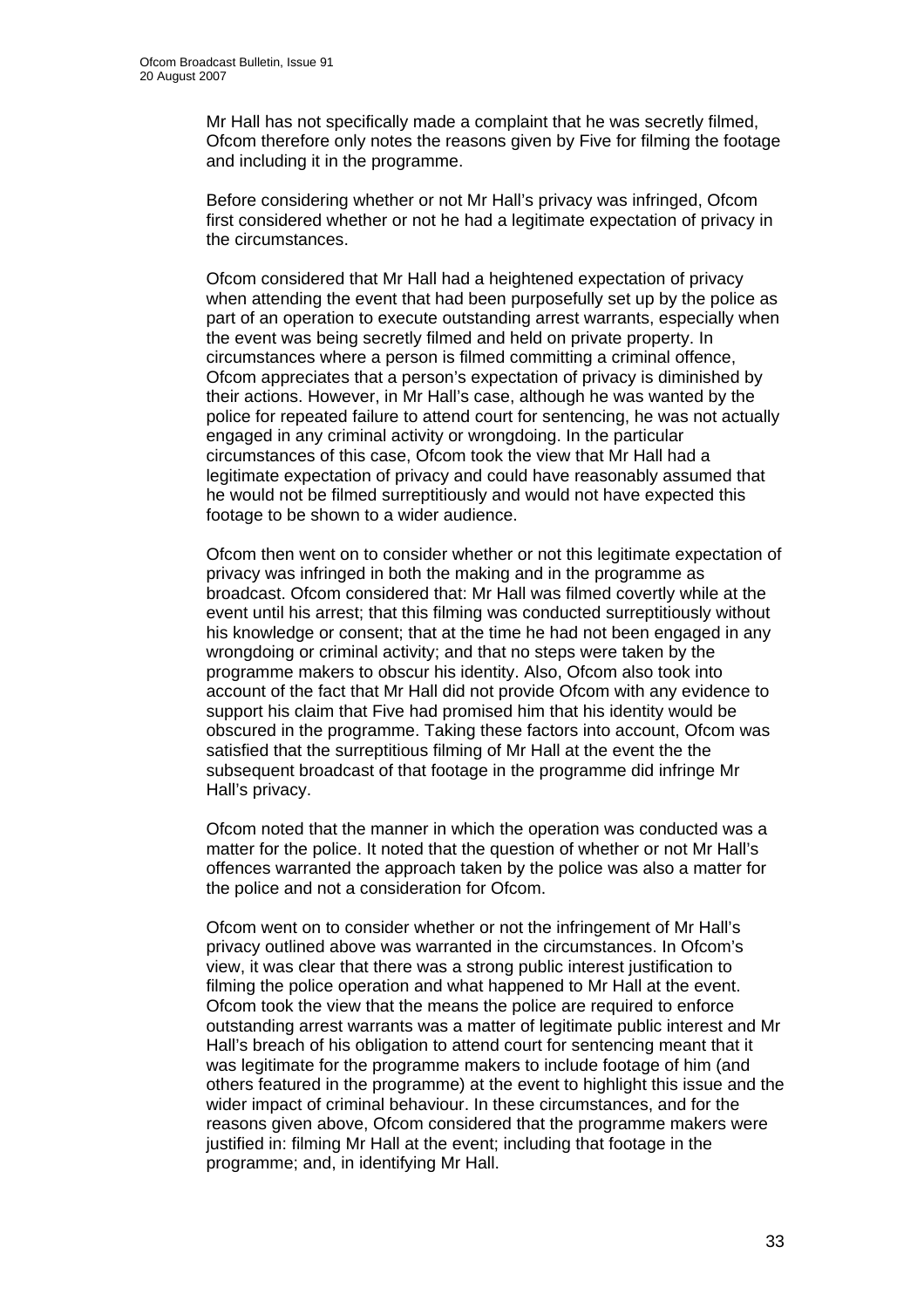Mr Hall has not specifically made a complaint that he was secretly filmed, Ofcom therefore only notes the reasons given by Five for filming the footage and including it in the programme.

Before considering whether or not Mr Hall's privacy was infringed, Ofcom first considered whether or not he had a legitimate expectation of privacy in the circumstances.

Ofcom considered that Mr Hall had a heightened expectation of privacy when attending the event that had been purposefully set up by the police as part of an operation to execute outstanding arrest warrants, especially when the event was being secretly filmed and held on private property. In circumstances where a person is filmed committing a criminal offence, Ofcom appreciates that a person's expectation of privacy is diminished by their actions. However, in Mr Hall's case, although he was wanted by the police for repeated failure to attend court for sentencing, he was not actually engaged in any criminal activity or wrongdoing. In the particular circumstances of this case, Ofcom took the view that Mr Hall had a legitimate expectation of privacy and could have reasonably assumed that he would not be filmed surreptitiously and would not have expected this footage to be shown to a wider audience.

Ofcom then went on to consider whether or not this legitimate expectation of privacy was infringed in both the making and in the programme as broadcast. Ofcom considered that: Mr Hall was filmed covertly while at the event until his arrest; that this filming was conducted surreptitiously without his knowledge or consent; that at the time he had not been engaged in any wrongdoing or criminal activity; and that no steps were taken by the programme makers to obscur his identity. Also, Ofcom also took into account of the fact that Mr Hall did not provide Ofcom with any evidence to support his claim that Five had promised him that his identity would be obscured in the programme. Taking these factors into account, Ofcom was satisfied that the surreptitious filming of Mr Hall at the event the the subsequent broadcast of that footage in the programme did infringe Mr Hall's privacy.

Ofcom noted that the manner in which the operation was conducted was a matter for the police. It noted that the question of whether or not Mr Hall's offences warranted the approach taken by the police was also a matter for the police and not a consideration for Ofcom.

Ofcom went on to consider whether or not the infringement of Mr Hall's privacy outlined above was warranted in the circumstances. In Ofcom's view, it was clear that there was a strong public interest justification to filming the police operation and what happened to Mr Hall at the event. Ofcom took the view that the means the police are required to enforce outstanding arrest warrants was a matter of legitimate public interest and Mr Hall's breach of his obligation to attend court for sentencing meant that it was legitimate for the programme makers to include footage of him (and others featured in the programme) at the event to highlight this issue and the wider impact of criminal behaviour. In these circumstances, and for the reasons given above, Ofcom considered that the programme makers were justified in: filming Mr Hall at the event; including that footage in the programme; and, in identifying Mr Hall.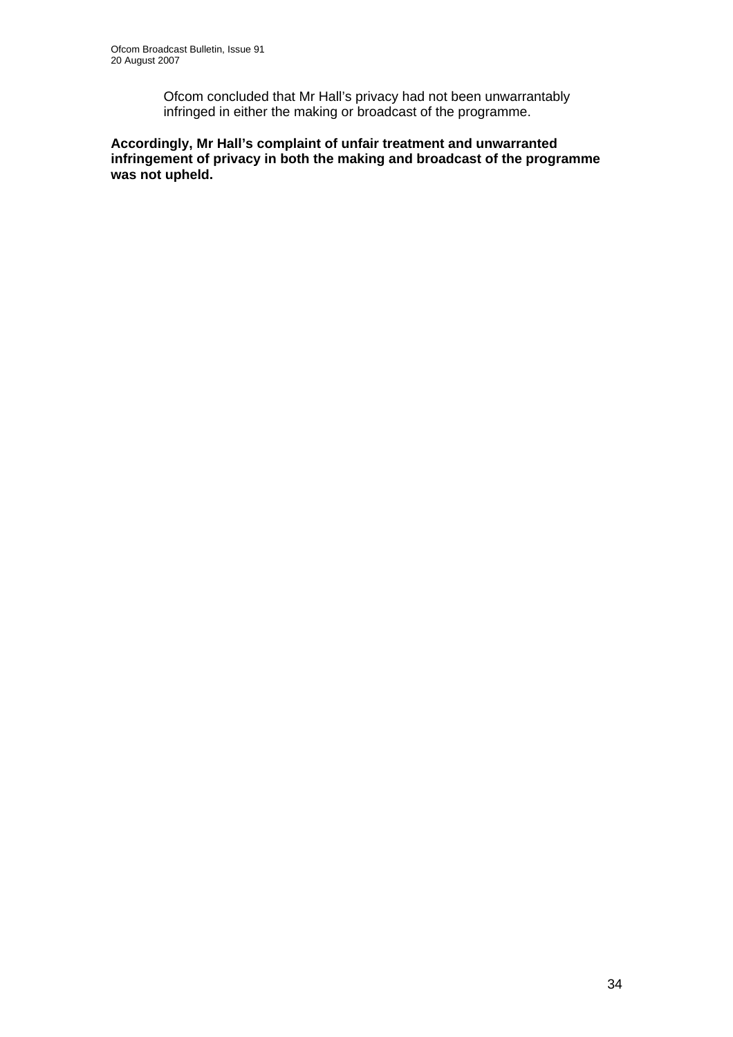Ofcom concluded that Mr Hall's privacy had not been unwarrantably infringed in either the making or broadcast of the programme.

**Accordingly, Mr Hall's complaint of unfair treatment and unwarranted infringement of privacy in both the making and broadcast of the programme was not upheld.**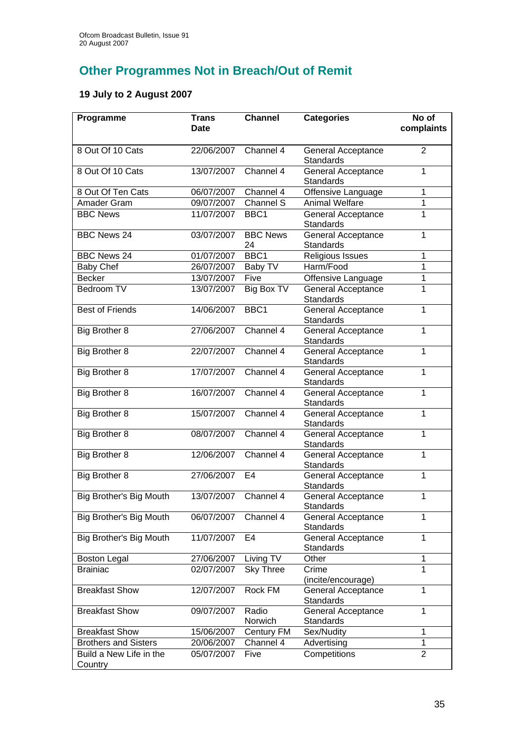## Other Programmes Not in Breach/Out of Remit

### 19 July to 2 August 2007

| Programme | Trans Date | Channel | Categories | No of complaints |
|---|---|---|---|---|
| 8 Out Of 10 Cats | 22/06/2007 | Channel 4 | General Acceptance Standards | 2 |
| 8 Out Of 10 Cats | 13/07/2007 | Channel 4 | General Acceptance Standards | 1 |
| 8 Out Of Ten Cats | 06/07/2007 | Channel 4 | Offensive Language | 1 |
| Amader Gram | 09/07/2007 | Channel S | Animal Welfare | 1 |
| BBC News | 11/07/2007 | BBC1 | General Acceptance Standards | 1 |
| BBC News 24 | 03/07/2007 | BBC News 24 | General Acceptance Standards | 1 |
| BBC News 24 | 01/07/2007 | BBC1 | Religious Issues | 1 |
| Baby Chef | 26/07/2007 | Baby TV | Harm/Food | 1 |
| Becker | 13/07/2007 | Five | Offensive Language | 1 |
| Bedroom TV | 13/07/2007 | Big Box TV | General Acceptance Standards | 1 |
| Best of Friends | 14/06/2007 | BBC1 | General Acceptance Standards | 1 |
| Big Brother 8 | 27/06/2007 | Channel 4 | General Acceptance Standards | 1 |
| Big Brother 8 | 22/07/2007 | Channel 4 | General Acceptance Standards | 1 |
| Big Brother 8 | 17/07/2007 | Channel 4 | General Acceptance Standards | 1 |
| Big Brother 8 | 16/07/2007 | Channel 4 | General Acceptance Standards | 1 |
| Big Brother 8 | 15/07/2007 | Channel 4 | General Acceptance Standards | 1 |
| Big Brother 8 | 08/07/2007 | Channel 4 | General Acceptance Standards | 1 |
| Big Brother 8 | 12/06/2007 | Channel 4 | General Acceptance Standards | 1 |
| Big Brother 8 | 27/06/2007 | E4 | General Acceptance Standards | 1 |
| Big Brother's Big Mouth | 13/07/2007 | Channel 4 | General Acceptance Standards | 1 |
| Big Brother's Big Mouth | 06/07/2007 | Channel 4 | General Acceptance Standards | 1 |
| Big Brother's Big Mouth | 11/07/2007 | E4 | General Acceptance Standards | 1 |
| Boston Legal | 27/06/2007 | Living TV | Other | 1 |
| Brainiac | 02/07/2007 | Sky Three | Crime (incite/encourage) | 1 |
| Breakfast Show | 12/07/2007 | Rock FM | General Acceptance Standards | 1 |
| Breakfast Show | 09/07/2007 | Radio Norwich | General Acceptance Standards | 1 |
| Breakfast Show | 15/06/2007 | Century FM | Sex/Nudity | 1 |
| Brothers and Sisters | 20/06/2007 | Channel 4 | Advertising | 1 |
| Build a New Life in the Country | 05/07/2007 | Five | Competitions | 2 |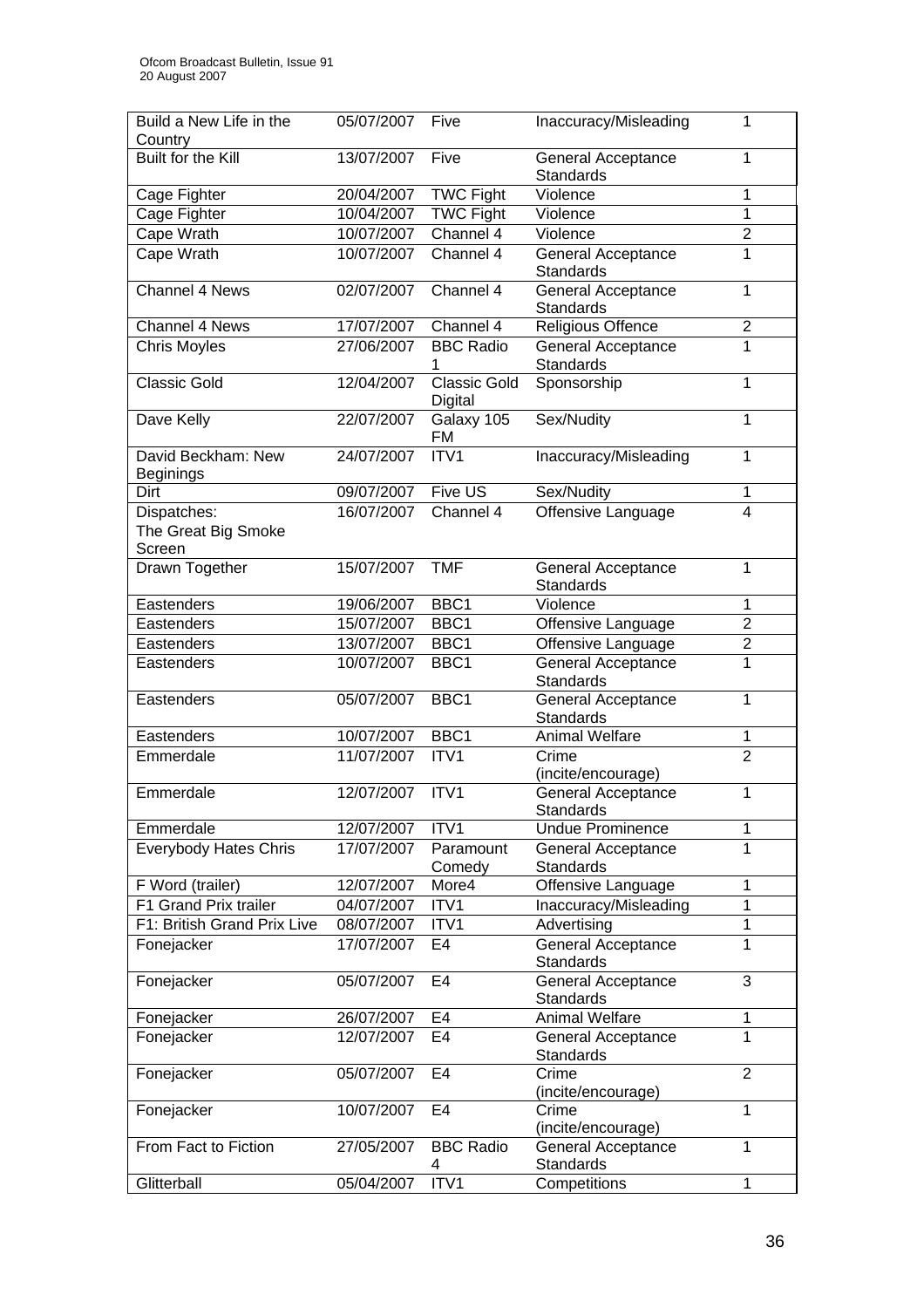| Build a New Life in the Country | 05/07/2007 | Five | Inaccuracy/Misleading | 1 |
|---|---|---|---|---|
| Built for the Kill | 13/07/2007 | Five | General Acceptance Standards | 1 |
| Cage Fighter | 20/04/2007 | TWC Fight | Violence | 1 |
| Cage Fighter | 10/04/2007 | TWC Fight | Violence | 1 |
| Cape Wrath | 10/07/2007 | Channel 4 | Violence | 2 |
| Cape Wrath | 10/07/2007 | Channel 4 | General Acceptance Standards | 1 |
| Channel 4 News | 02/07/2007 | Channel 4 | General Acceptance Standards | 1 |
| Channel 4 News | 17/07/2007 | Channel 4 | Religious Offence | 2 |
| Chris Moyles | 27/06/2007 | BBC Radio 1 | General Acceptance Standards | 1 |
| Classic Gold | 12/04/2007 | Classic Gold Digital | Sponsorship | 1 |
| Dave Kelly | 22/07/2007 | Galaxy 105 FM | Sex/Nudity | 1 |
| David Beckham: New Beginings | 24/07/2007 | ITV1 | Inaccuracy/Misleading | 1 |
| Dirt | 09/07/2007 | Five US | Sex/Nudity | 1 |
| Dispatches: The Great Big Smoke Screen | 16/07/2007 | Channel 4 | Offensive Language | 4 |
| Drawn Together | 15/07/2007 | TMF | General Acceptance Standards | 1 |
| Eastenders | 19/06/2007 | BBC1 | Violence | 1 |
| Eastenders | 15/07/2007 | BBC1 | Offensive Language | 2 |
| Eastenders | 13/07/2007 | BBC1 | Offensive Language | 2 |
| Eastenders | 10/07/2007 | BBC1 | General Acceptance Standards | 1 |
| Eastenders | 05/07/2007 | BBC1 | General Acceptance Standards | 1 |
| Eastenders | 10/07/2007 | BBC1 | Animal Welfare | 1 |
| Emmerdale | 11/07/2007 | ITV1 | Crime (incite/encourage) | 2 |
| Emmerdale | 12/07/2007 | ITV1 | General Acceptance Standards | 1 |
| Emmerdale | 12/07/2007 | ITV1 | Undue Prominence | 1 |
| Everybody Hates Chris | 17/07/2007 | Paramount Comedy | General Acceptance Standards | 1 |
| F Word (trailer) | 12/07/2007 | More4 | Offensive Language | 1 |
| F1 Grand Prix trailer | 04/07/2007 | ITV1 | Inaccuracy/Misleading | 1 |
| F1: British Grand Prix Live | 08/07/2007 | ITV1 | Advertising | 1 |
| Fonejacker | 17/07/2007 | E4 | General Acceptance Standards | 1 |
| Fonejacker | 05/07/2007 | E4 | General Acceptance Standards | 3 |
| Fonejacker | 26/07/2007 | E4 | Animal Welfare | 1 |
| Fonejacker | 12/07/2007 | E4 | General Acceptance Standards | 1 |
| Fonejacker | 05/07/2007 | E4 | Crime (incite/encourage) | 2 |
| Fonejacker | 10/07/2007 | E4 | Crime (incite/encourage) | 1 |
| From Fact to Fiction | 27/05/2007 | BBC Radio 4 | General Acceptance Standards | 1 |
| Glitterball | 05/04/2007 | ITV1 | Competitions | 1 |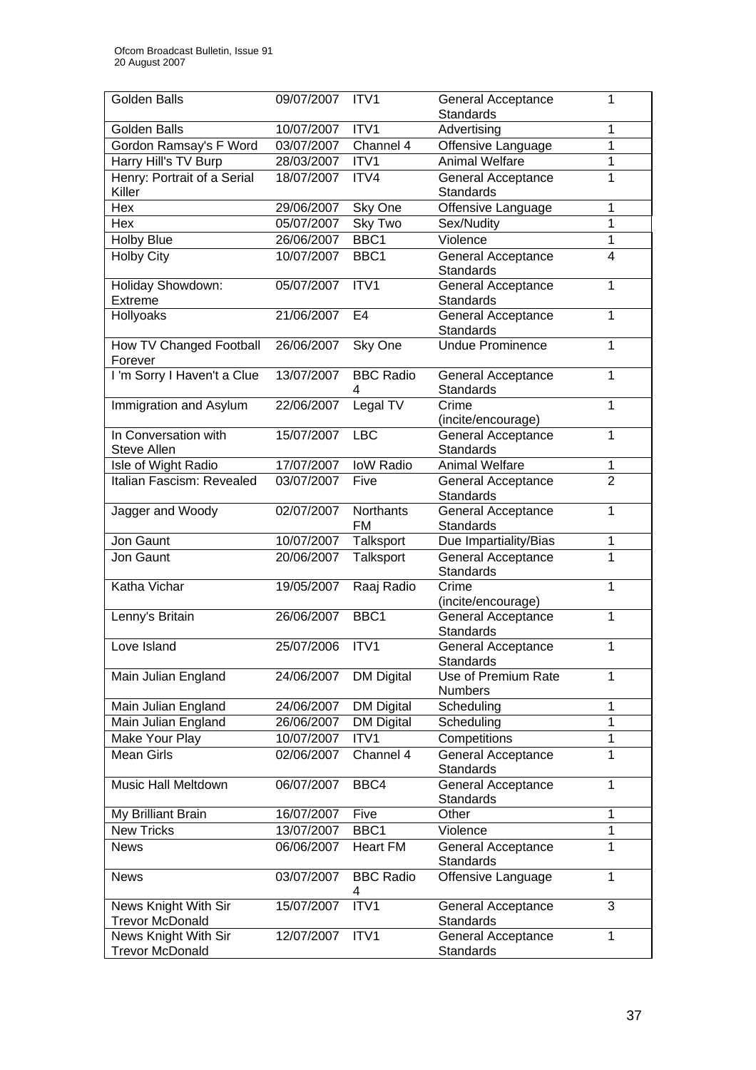| Golden Balls | 09/07/2007 | ITV1 | General Acceptance Standards | 1 |
|---|---|---|---|---|
| Golden Balls | 10/07/2007 | ITV1 | Advertising | 1 |
| Gordon Ramsay's F Word | 03/07/2007 | Channel 4 | Offensive Language | 1 |
| Harry Hill's TV Burp | 28/03/2007 | ITV1 | Animal Welfare | 1 |
| Henry: Portrait of a Serial Killer | 18/07/2007 | ITV4 | General Acceptance Standards | 1 |
| Hex | 29/06/2007 | Sky One | Offensive Language | 1 |
| Hex | 05/07/2007 | Sky Two | Sex/Nudity | 1 |
| Holby Blue | 26/06/2007 | BBC1 | Violence | 1 |
| Holby City | 10/07/2007 | BBC1 | General Acceptance Standards | 4 |
| Holiday Showdown: Extreme | 05/07/2007 | ITV1 | General Acceptance Standards | 1 |
| Hollyoaks | 21/06/2007 | E4 | General Acceptance Standards | 1 |
| How TV Changed Football Forever | 26/06/2007 | Sky One | Undue Prominence | 1 |
| I 'm Sorry I Haven't a Clue | 13/07/2007 | BBC Radio 4 | General Acceptance Standards | 1 |
| Immigration and Asylum | 22/06/2007 | Legal TV | Crime (incite/encourage) | 1 |
| In Conversation with Steve Allen | 15/07/2007 | LBC | General Acceptance Standards | 1 |
| Isle of Wight Radio | 17/07/2007 | IoW Radio | Animal Welfare | 1 |
| Italian Fascism: Revealed | 03/07/2007 | Five | General Acceptance Standards | 2 |
| Jagger and Woody | 02/07/2007 | Northants FM | General Acceptance Standards | 1 |
| Jon Gaunt | 10/07/2007 | Talksport | Due Impartiality/Bias | 1 |
| Jon Gaunt | 20/06/2007 | Talksport | General Acceptance Standards | 1 |
| Katha Vichar | 19/05/2007 | Raaj Radio | Crime (incite/encourage) | 1 |
| Lenny's Britain | 26/06/2007 | BBC1 | General Acceptance Standards | 1 |
| Love Island | 25/07/2006 | ITV1 | General Acceptance Standards | 1 |
| Main Julian England | 24/06/2007 | DM Digital | Use of Premium Rate Numbers | 1 |
| Main Julian England | 24/06/2007 | DM Digital | Scheduling | 1 |
| Main Julian England | 26/06/2007 | DM Digital | Scheduling | 1 |
| Make Your Play | 10/07/2007 | ITV1 | Competitions | 1 |
| Mean Girls | 02/06/2007 | Channel 4 | General Acceptance Standards | 1 |
| Music Hall Meltdown | 06/07/2007 | BBC4 | General Acceptance Standards | 1 |
| My Brilliant Brain | 16/07/2007 | Five | Other | 1 |
| New Tricks | 13/07/2007 | BBC1 | Violence | 1 |
| News | 06/06/2007 | Heart FM | General Acceptance Standards | 1 |
| News | 03/07/2007 | BBC Radio 4 | Offensive Language | 1 |
| News Knight With Sir Trevor McDonald | 15/07/2007 | ITV1 | General Acceptance Standards | 3 |
| News Knight With Sir Trevor McDonald | 12/07/2007 | ITV1 | General Acceptance Standards | 1 |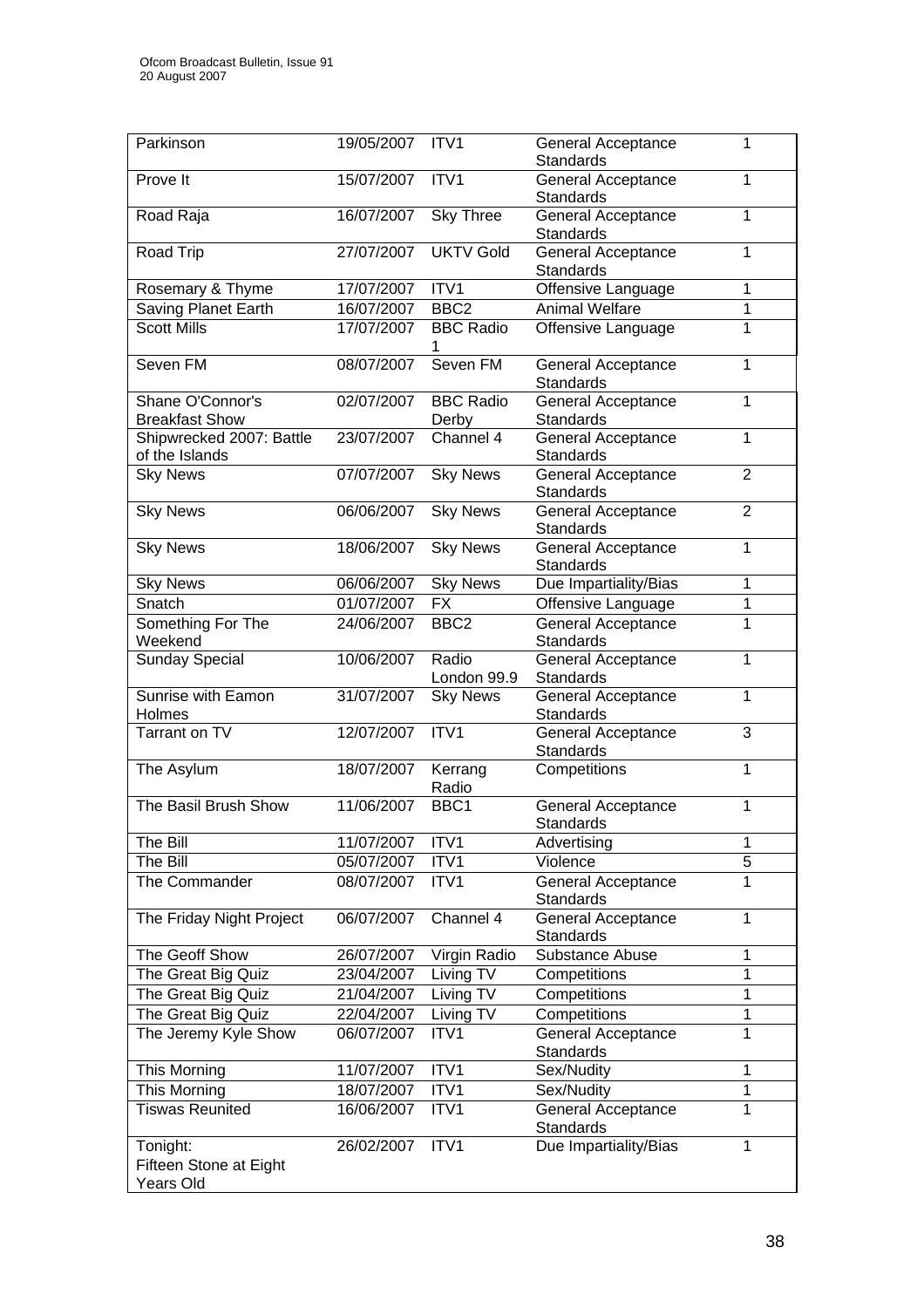| Parkinson | 19/05/2007 | ITV1 | General Acceptance Standards | 1 |
|---|---|---|---|---|
| Prove It | 15/07/2007 | ITV1 | General Acceptance Standards | 1 |
| Road Raja | 16/07/2007 | Sky Three | General Acceptance Standards | 1 |
| Road Trip | 27/07/2007 | UKTV Gold | General Acceptance Standards | 1 |
| Rosemary & Thyme | 17/07/2007 | ITV1 | Offensive Language | 1 |
| Saving Planet Earth | 16/07/2007 | BBC2 | Animal Welfare | 1 |
| Scott Mills | 17/07/2007 | BBC Radio 1 | Offensive Language | 1 |
| Seven FM | 08/07/2007 | Seven FM | General Acceptance Standards | 1 |
| Shane O'Connor's Breakfast Show | 02/07/2007 | BBC Radio Derby | General Acceptance Standards | 1 |
| Shipwrecked 2007: Battle of the Islands | 23/07/2007 | Channel 4 | General Acceptance Standards | 1 |
| Sky News | 07/07/2007 | Sky News | General Acceptance Standards | 2 |
| Sky News | 06/06/2007 | Sky News | General Acceptance Standards | 2 |
| Sky News | 18/06/2007 | Sky News | General Acceptance Standards | 1 |
| Sky News | 06/06/2007 | Sky News | Due Impartiality/Bias | 1 |
| Snatch | 01/07/2007 | FX | Offensive Language | 1 |
| Something For The Weekend | 24/06/2007 | BBC2 | General Acceptance Standards | 1 |
| Sunday Special | 10/06/2007 | Radio London 99.9 | General Acceptance Standards | 1 |
| Sunrise with Eamon Holmes | 31/07/2007 | Sky News | General Acceptance Standards | 1 |
| Tarrant on TV | 12/07/2007 | ITV1 | General Acceptance Standards | 3 |
| The Asylum | 18/07/2007 | Kerrang Radio | Competitions | 1 |
| The Basil Brush Show | 11/06/2007 | BBC1 | General Acceptance Standards | 1 |
| The Bill | 11/07/2007 | ITV1 | Advertising | 1 |
| The Bill | 05/07/2007 | ITV1 | Violence | 5 |
| The Commander | 08/07/2007 | ITV1 | General Acceptance Standards | 1 |
| The Friday Night Project | 06/07/2007 | Channel 4 | General Acceptance Standards | 1 |
| The Geoff Show | 26/07/2007 | Virgin Radio | Substance Abuse | 1 |
| The Great Big Quiz | 23/04/2007 | Living TV | Competitions | 1 |
| The Great Big Quiz | 21/04/2007 | Living TV | Competitions | 1 |
| The Great Big Quiz | 22/04/2007 | Living TV | Competitions | 1 |
| The Jeremy Kyle Show | 06/07/2007 | ITV1 | General Acceptance Standards | 1 |
| This Morning | 11/07/2007 | ITV1 | Sex/Nudity | 1 |
| This Morning | 18/07/2007 | ITV1 | Sex/Nudity | 1 |
| Tiswas Reunited | 16/06/2007 | ITV1 | General Acceptance Standards | 1 |
| Tonight: Fifteen Stone at Eight Years Old | 26/02/2007 | ITV1 | Due Impartiality/Bias | 1 |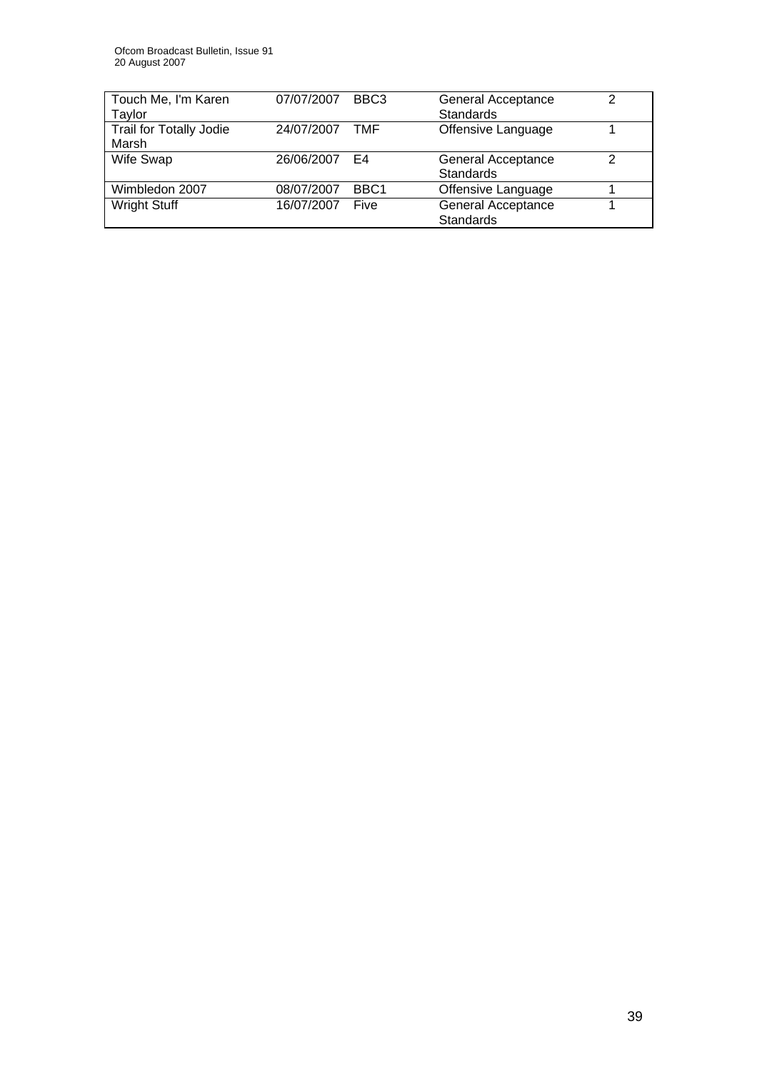| | | | | |
|---|---|---|---|---|
| Touch Me, I'm Karen Taylor | 07/07/2007 | BBC3 | General Acceptance Standards | 2 |
| Trail for Totally Jodie Marsh | 24/07/2007 | TMF | Offensive Language | 1 |
| Wife Swap | 26/06/2007 | E4 | General Acceptance Standards | 2 |
| Wimbledon 2007 | 08/07/2007 | BBC1 | Offensive Language | 1 |
| Wright Stuff | 16/07/2007 | Five | General Acceptance Standards | 1 |